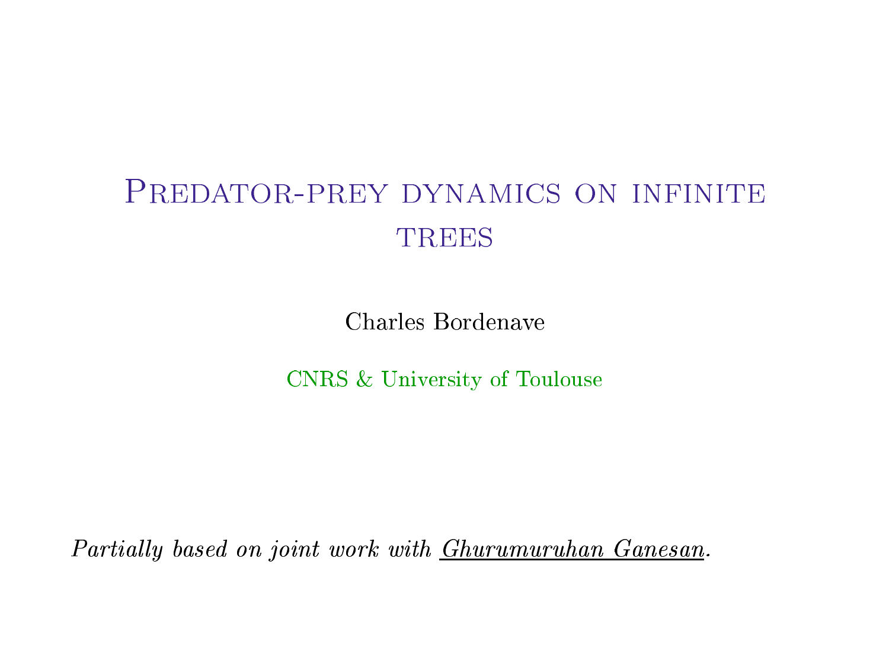# Predator-prey dynamics on infinite trees

Charles Bordenave

CNRS & University of Toulouse

*Partially based on joint work with Ghurumuruhan Ganesan.*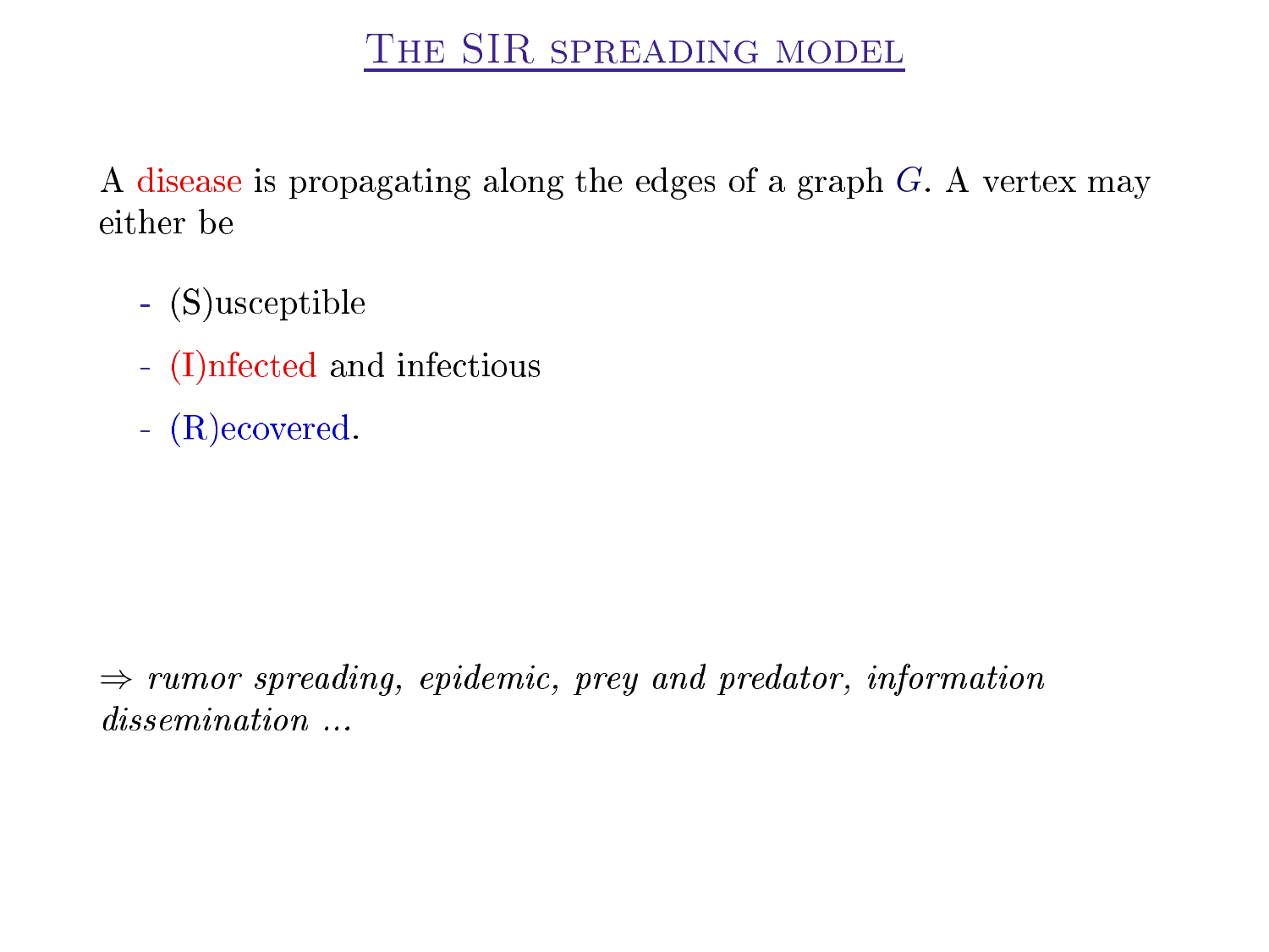# The SIR spreading model

A disease is propagating along the edges of a graph $G$. A vertex may either be

- (S)usceptible
- (I)nfected and infectious
- (R)ecovered.

$\Rightarrow$ *rumor spreading, epidemic, prey and predator, information dissemination ...*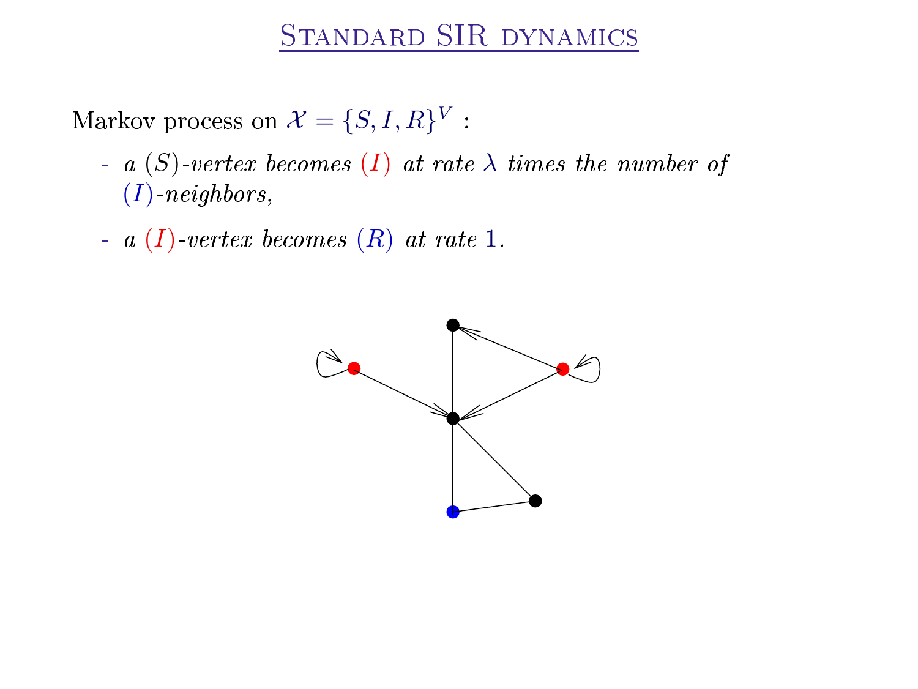# Standard SIR dynamics

Markov process on $\mathcal{X} = \{S, I, R\}^V$ :

- *a* $(S)$*-vertex becomes* $(I)$ *at rate* $\lambda$ *times the number of* $(I)$*-neighbors,*
- *a* $(I)$*-vertex becomes* $(R)$ *at rate* $1$*.*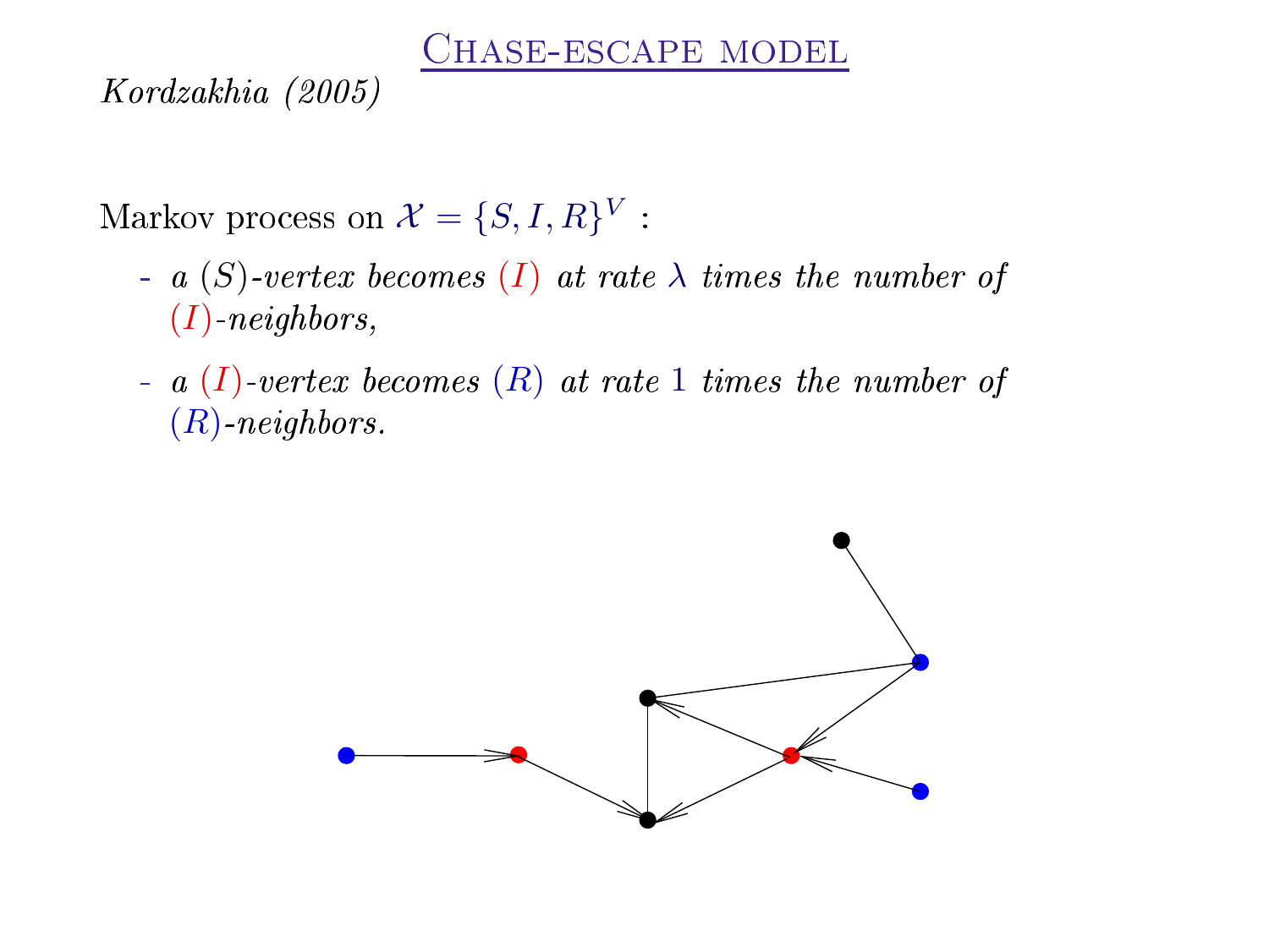# Chase-escape model

*Kordzakhia (2005)*

Markov process on $\mathcal{X} = \{S, I, R\}^V$ :

- *a* $(S)$*-vertex becomes* $(I)$ *at rate* $\lambda$ *times the number of* $(I)$*-neighbors,*
- *a* $(I)$*-vertex becomes* $(R)$ *at rate* $1$ *times the number of* $(R)$*-neighbors.*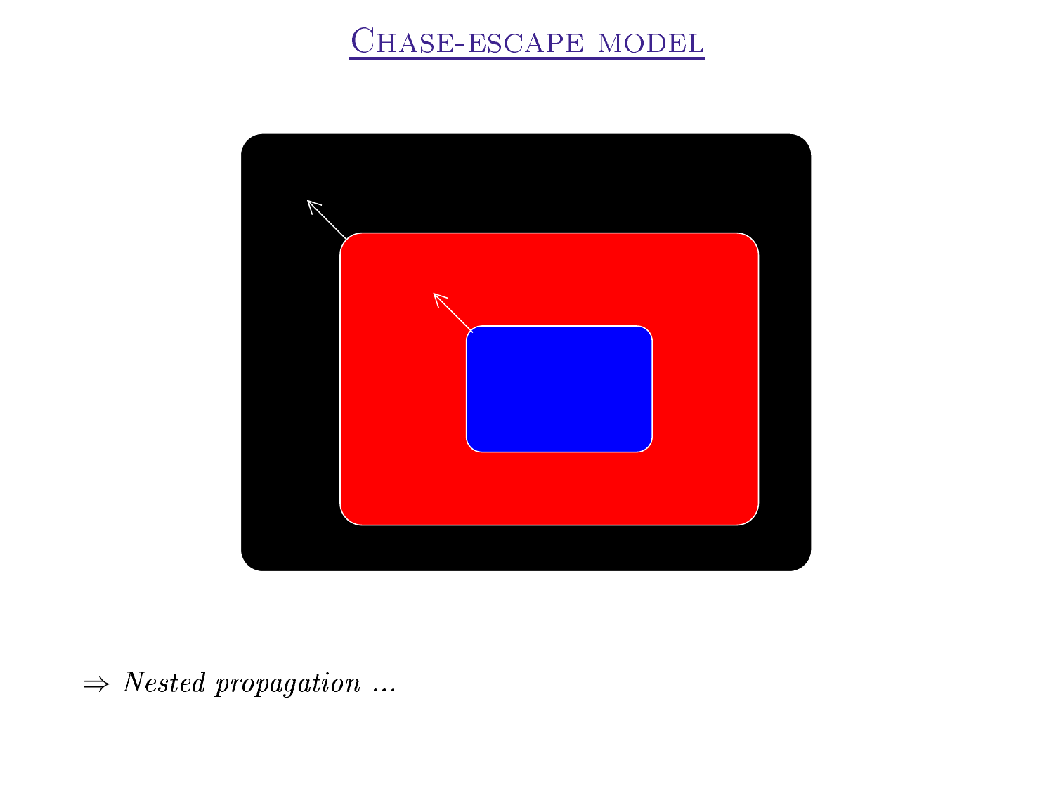# Chase-escape model

$\Rightarrow$ *Nested propagation ...*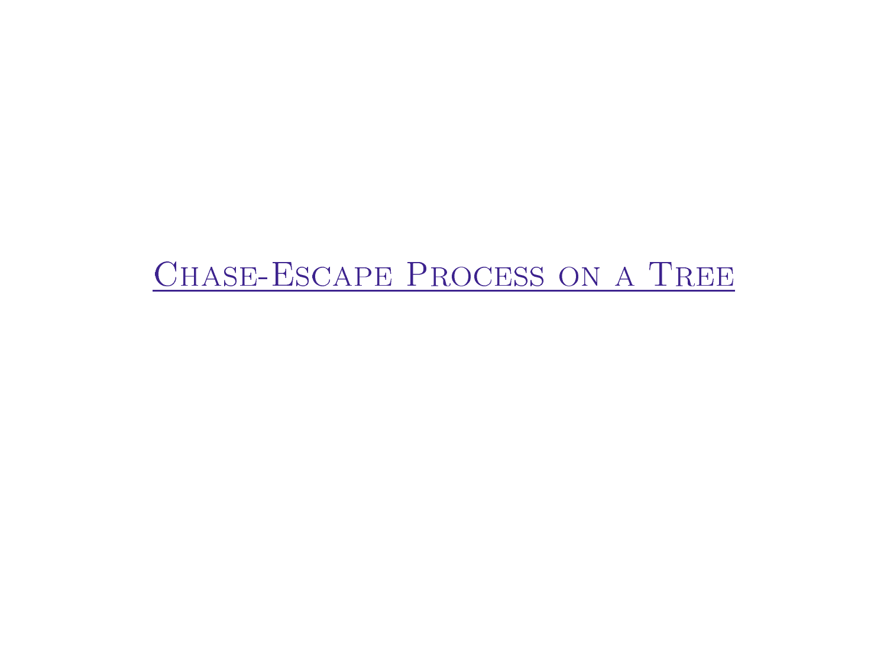# Chase-Escape Process on a Tree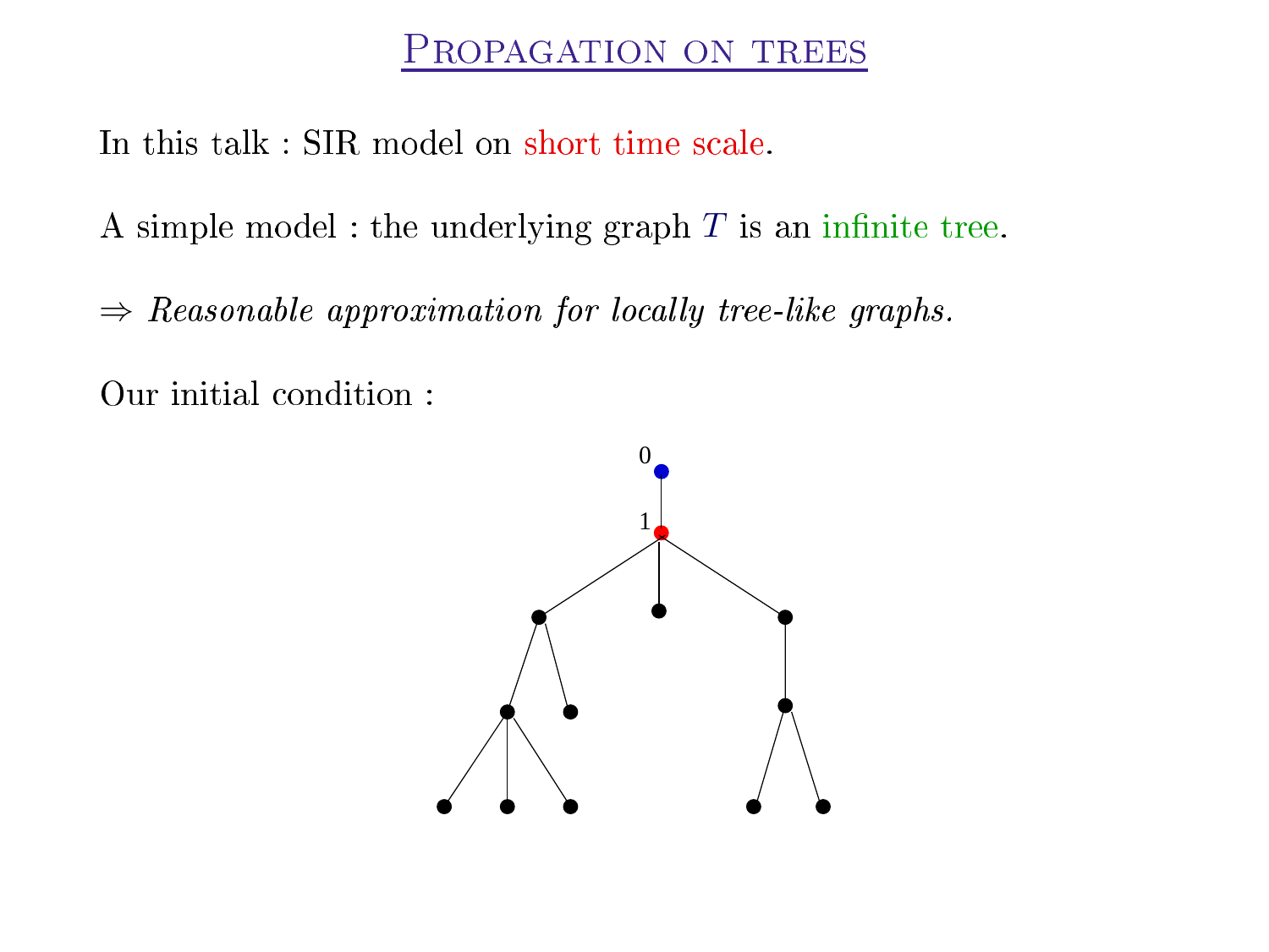# Propagation on trees

In this talk : SIR model on short time scale.

A simple model : the underlying graph $T$ is an infinite tree.

$\Rightarrow$ *Reasonable approximation for locally tree-like graphs.*

Our initial condition :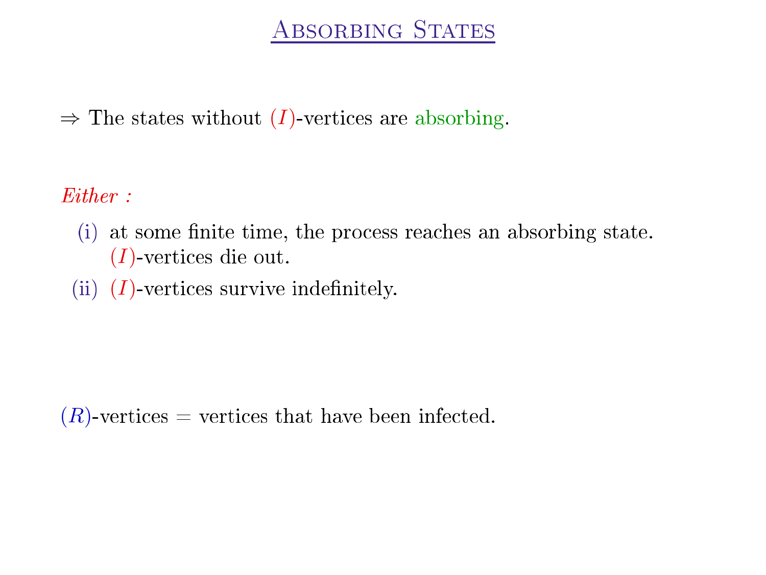# Absorbing States

$\Rightarrow$ The states without $(I)$-vertices are absorbing.

*Either :*

(i) at some finite time, the process reaches an absorbing state. $(I)$-vertices die out.

(ii) $(I)$-vertices survive indefinitely.

$(R)$-vertices $=$ vertices that have been infected.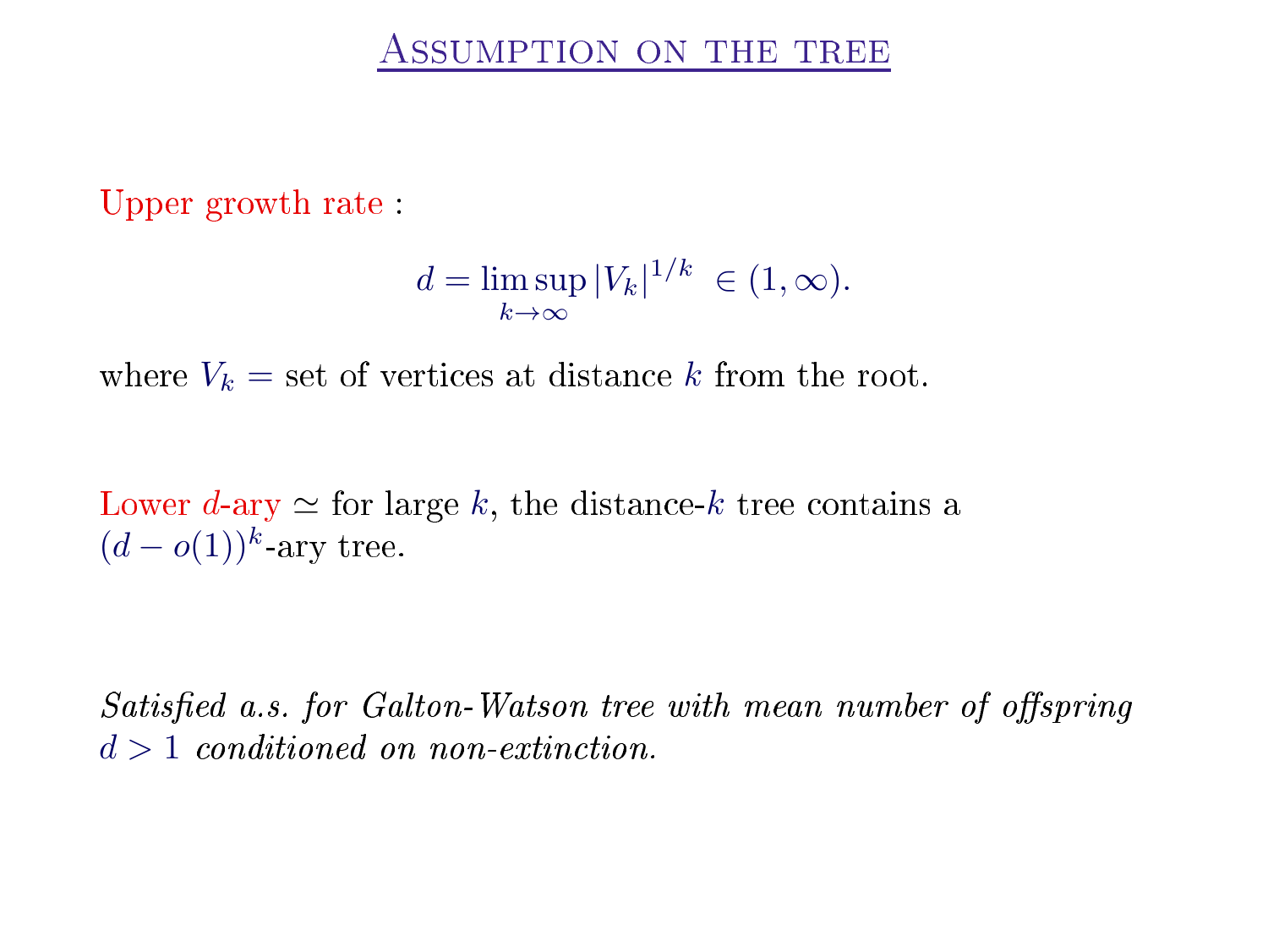# Assumption on the tree

Upper growth rate :

$$d = \limsup_{k \to \infty} |V_k|^{1/k} \; \in (1, \infty).$$

where $V_k$ = set of vertices at distance $k$ from the root.

Lower $d$-ary $\simeq$ for large $k$, the distance-$k$ tree contains a $(d - o(1))^k$-ary tree.

*Satisfied a.s. for Galton-Watson tree with mean number of offspring* $d > 1$ *conditioned on non-extinction.*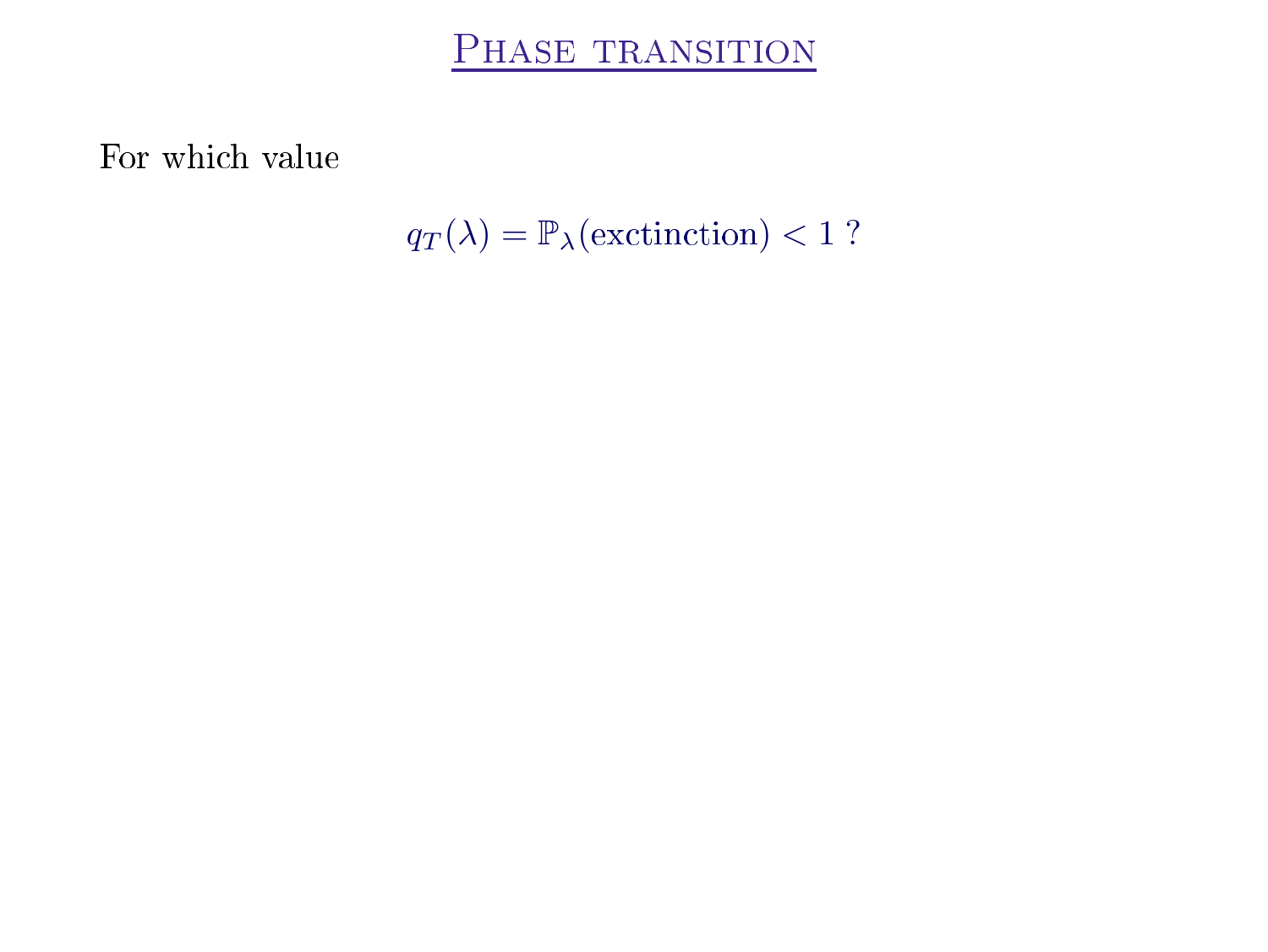# Phase transition

For which value

$$q_T(\lambda) = \mathbb{P}_\lambda(\text{exctinction}) < 1 \ ?$$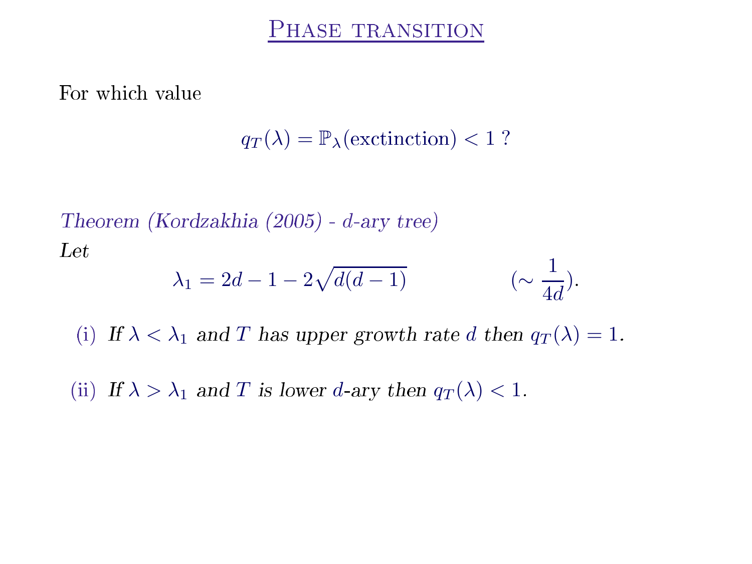# Phase transition

For which value

$$q_T(\lambda) = \mathbb{P}_\lambda(\text{exctinction}) < 1 \ ?$$

*Theorem (Kordzakhia (2005) - $d$-ary tree)*
*Let*

$$\lambda_1 = 2d - 1 - 2\sqrt{d(d-1)} \qquad\qquad (\sim \frac{1}{4d}).$$

(i) *If $\lambda < \lambda_1$ and $T$ has upper growth rate $d$ then $q_T(\lambda) = 1$.*

(ii) *If $\lambda > \lambda_1$ and $T$ is lower $d$-ary then $q_T(\lambda) < 1$.*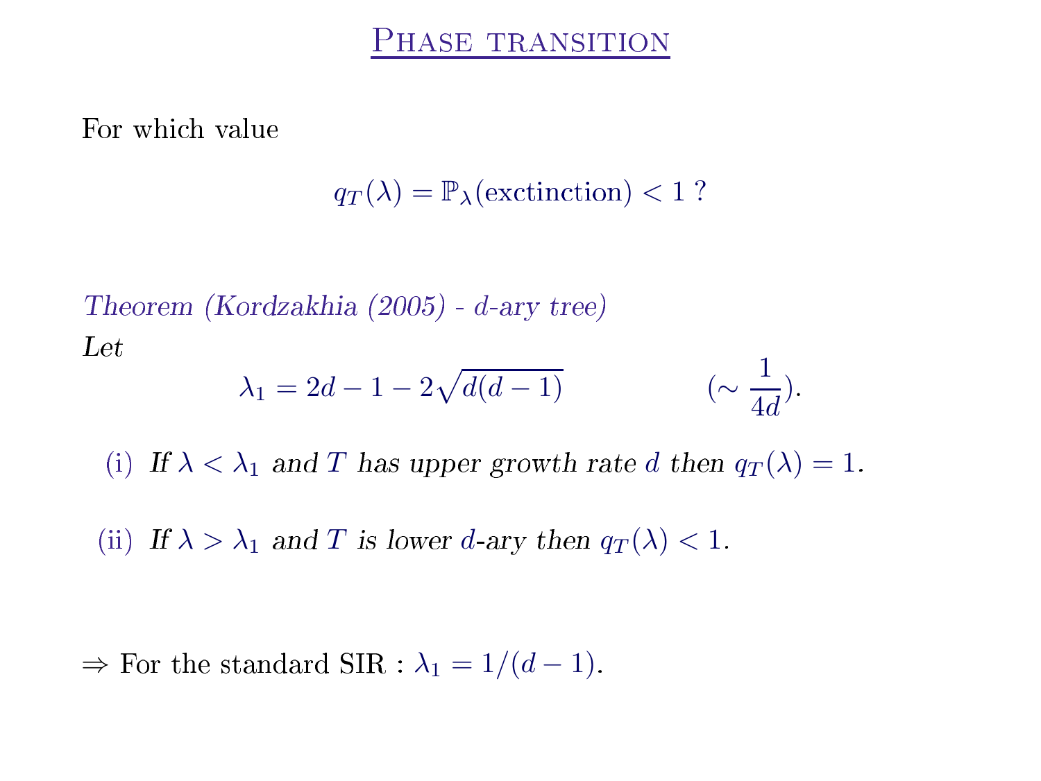# Phase transition

For which value

$$q_T(\lambda) = \mathbb{P}_\lambda(\text{exctinction}) < 1 \text{ ?}$$

*Theorem (Kordzakhia (2005) - $d$-ary tree)*
*Let*

$$\lambda_1 = 2d - 1 - 2\sqrt{d(d-1)} \qquad\qquad (\sim \frac{1}{4d}).$$

(i) *If $\lambda < \lambda_1$ and $T$ has upper growth rate $d$ then $q_T(\lambda) = 1$.*

(ii) *If $\lambda > \lambda_1$ and $T$ is lower $d$-ary then $q_T(\lambda) < 1$.*

$\Rightarrow$ For the standard SIR : $\lambda_1 = 1/(d-1)$.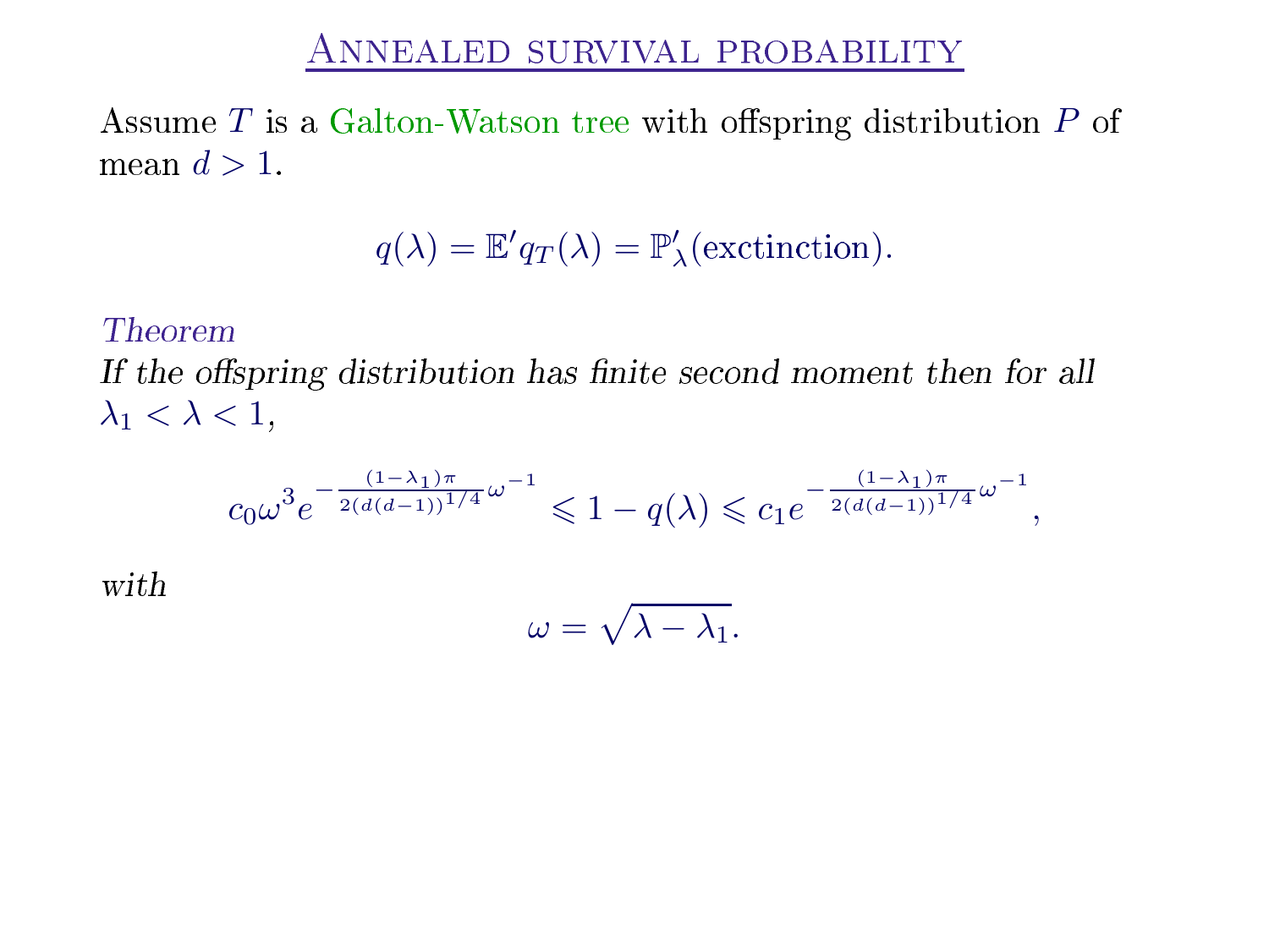# Annealed survival probability

Assume $T$ is a Galton-Watson tree with offspring distribution $P$ of mean $d > 1$.

$$q(\lambda) = \mathbb{E}' q_T(\lambda) = \mathbb{P}'_\lambda(\text{exctinction}).$$

*Theorem*

*If the offspring distribution has finite second moment then for all* $\lambda_1 < \lambda < 1$,

$$c_0 \omega^3 e^{-\frac{(1-\lambda_1)\pi}{2(d(d-1))^{1/4}}\omega^{-1}} \leqslant 1 - q(\lambda) \leqslant c_1 e^{-\frac{(1-\lambda_1)\pi}{2(d(d-1))^{1/4}}\omega^{-1}},$$

*with*

$$\omega = \sqrt{\lambda - \lambda_1}.$$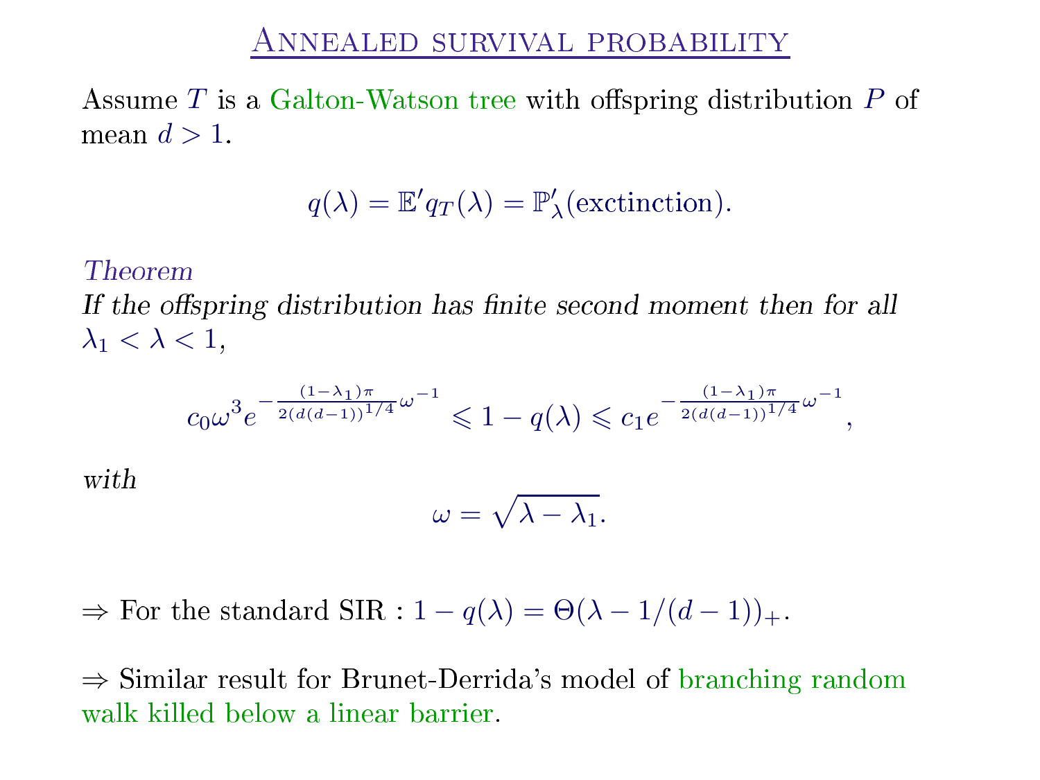# Annealed survival probability

Assume $T$ is a Galton-Watson tree with offspring distribution $P$ of mean $d > 1$.

$$q(\lambda) = \mathbb{E}' q_T(\lambda) = \mathbb{P}'_\lambda(\text{exctinction}).$$

*Theorem*

*If the offspring distribution has finite second moment then for all* $\lambda_1 < \lambda < 1$,

$$c_0 \omega^3 e^{-\frac{(1-\lambda_1)\pi}{2(d(d-1))^{1/4}}\omega^{-1}} \leqslant 1 - q(\lambda) \leqslant c_1 e^{-\frac{(1-\lambda_1)\pi}{2(d(d-1))^{1/4}}\omega^{-1}},$$

*with*

$$\omega = \sqrt{\lambda - \lambda_1}.$$

$\Rightarrow$ For the standard SIR : $1 - q(\lambda) = \Theta(\lambda - 1/(d-1))_+$.

$\Rightarrow$ Similar result for Brunet-Derrida's model of branching random walk killed below a linear barrier.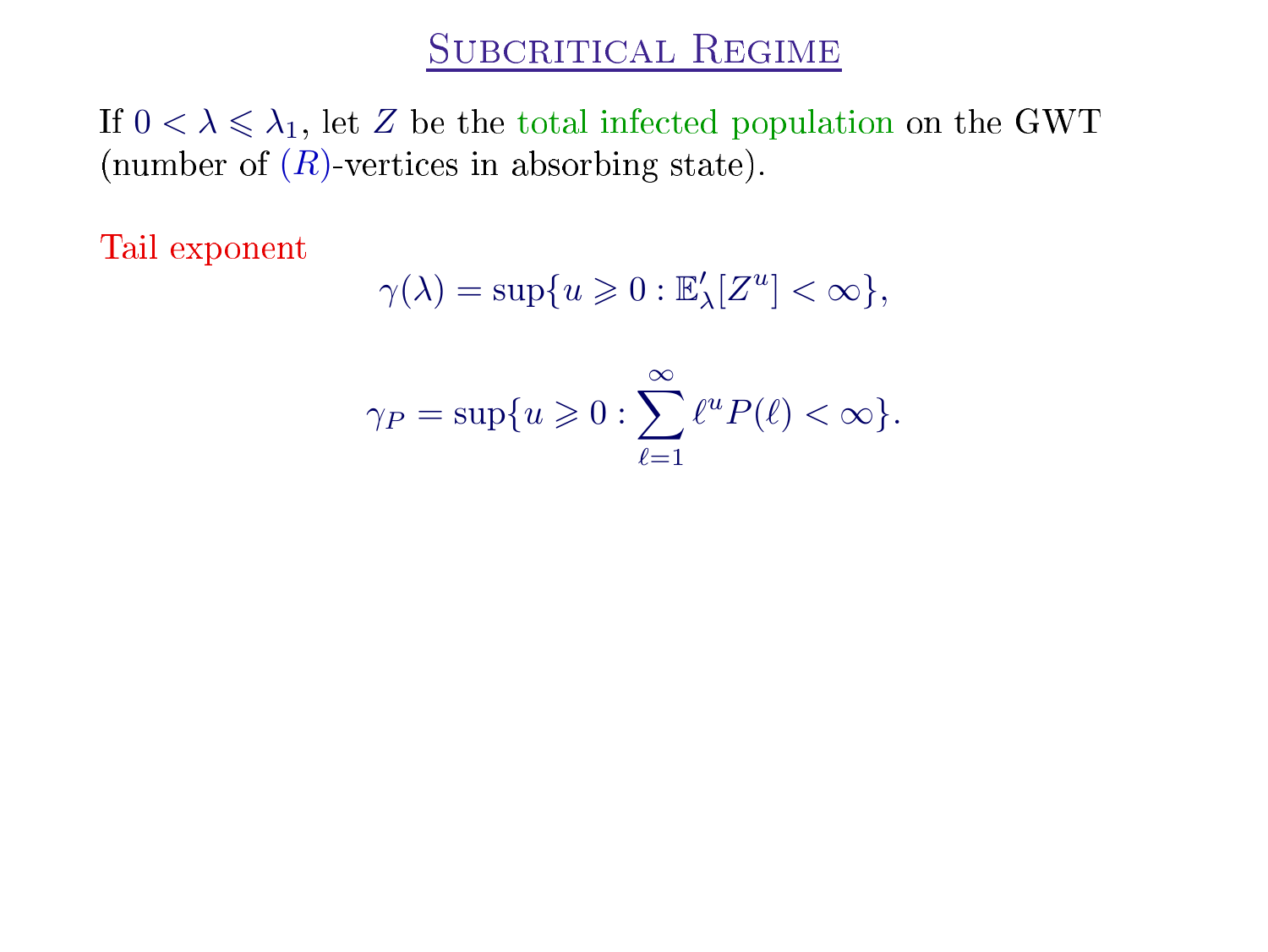# Subcritical Regime

If $0 < \lambda \leqslant \lambda_1$, let $Z$ be the total infected population on the GWT (number of $(R)$-vertices in absorbing state).

Tail exponent

$$\gamma(\lambda) = \sup\{u \geqslant 0 : \mathbb{E}'_\lambda[Z^u] < \infty\},$$

$$\gamma_P = \sup\{u \geqslant 0 : \sum_{\ell=1}^{\infty} \ell^u P(\ell) < \infty\}.$$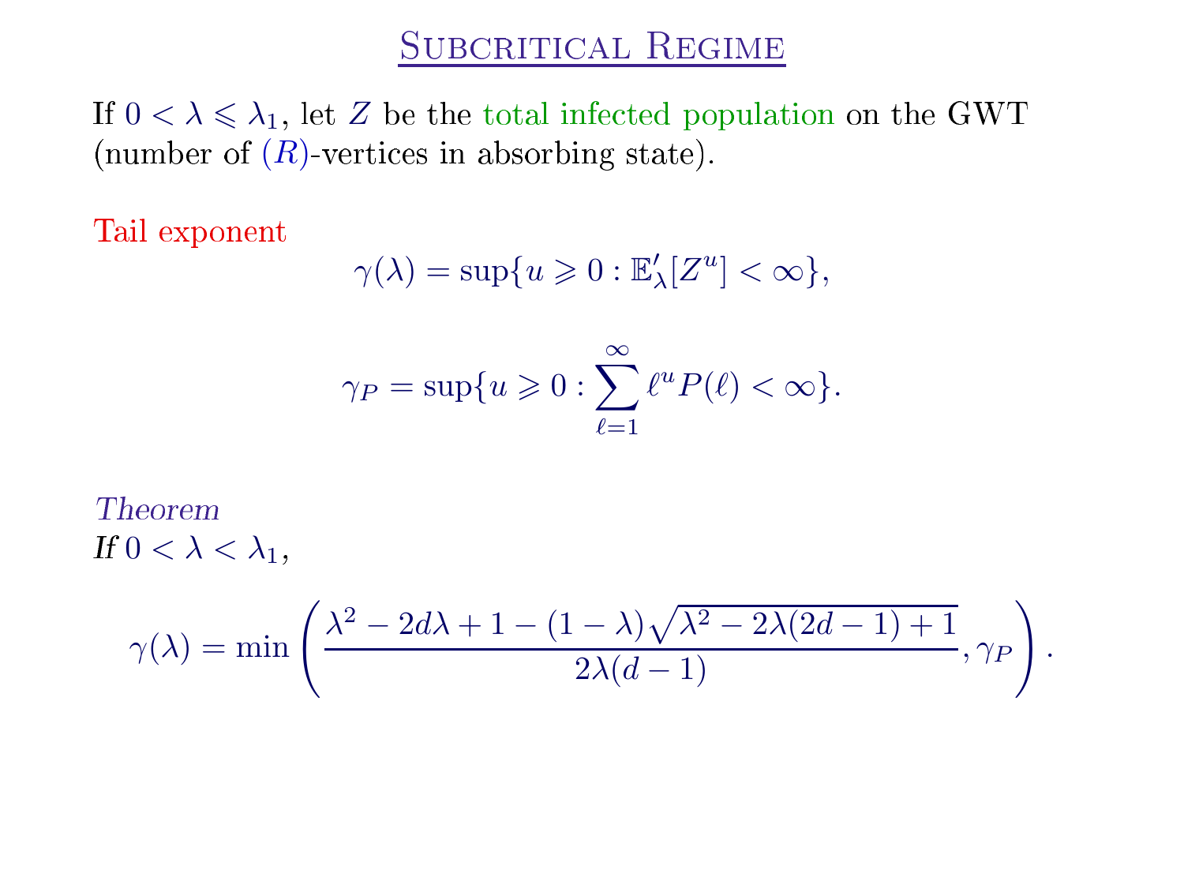# Subcritical Regime

If $0 < \lambda \leqslant \lambda_1$, let $Z$ be the total infected population on the GWT (number of $(R)$-vertices in absorbing state).

Tail exponent

$$\gamma(\lambda) = \sup\{u \geqslant 0 : \mathbb{E}'_\lambda[Z^u] < \infty\},$$

$$\gamma_P = \sup\{u \geqslant 0 : \sum_{\ell=1}^{\infty} \ell^u P(\ell) < \infty\}.$$

*Theorem*
*If* $0 < \lambda < \lambda_1$,

$$\gamma(\lambda) = \min\left(\frac{\lambda^2 - 2d\lambda + 1 - (1-\lambda)\sqrt{\lambda^2 - 2\lambda(2d-1) + 1}}{2\lambda(d-1)}, \gamma_P\right).$$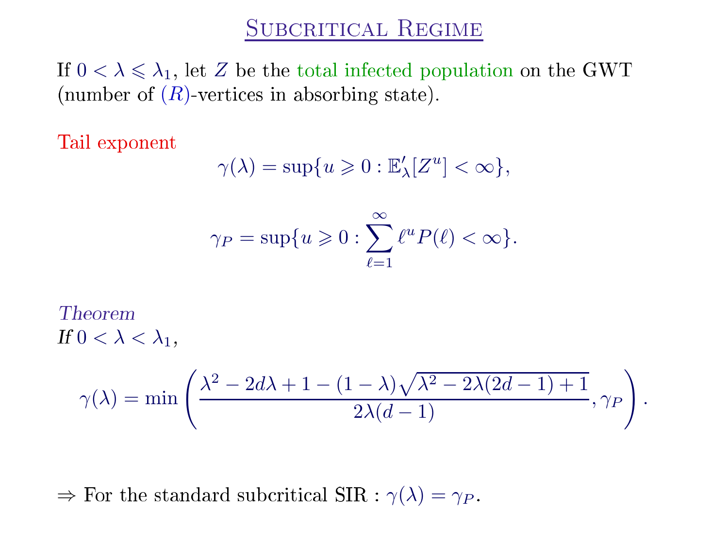# Subcritical Regime

If $0 < \lambda \leqslant \lambda_1$, let $Z$ be the total infected population on the GWT (number of $(R)$-vertices in absorbing state).

Tail exponent

$$\gamma(\lambda) = \sup\{u \geqslant 0 : \mathbb{E}'_\lambda[Z^u] < \infty\},$$

$$\gamma_P = \sup\{u \geqslant 0 : \sum_{\ell=1}^{\infty} \ell^u P(\ell) < \infty\}.$$

*Theorem*

*If* $0 < \lambda < \lambda_1$,

$$\gamma(\lambda) = \min\left(\frac{\lambda^2 - 2d\lambda + 1 - (1-\lambda)\sqrt{\lambda^2 - 2\lambda(2d-1) + 1}}{2\lambda(d-1)}, \gamma_P\right).$$

$\Rightarrow$ For the standard subcritical SIR : $\gamma(\lambda) = \gamma_P$.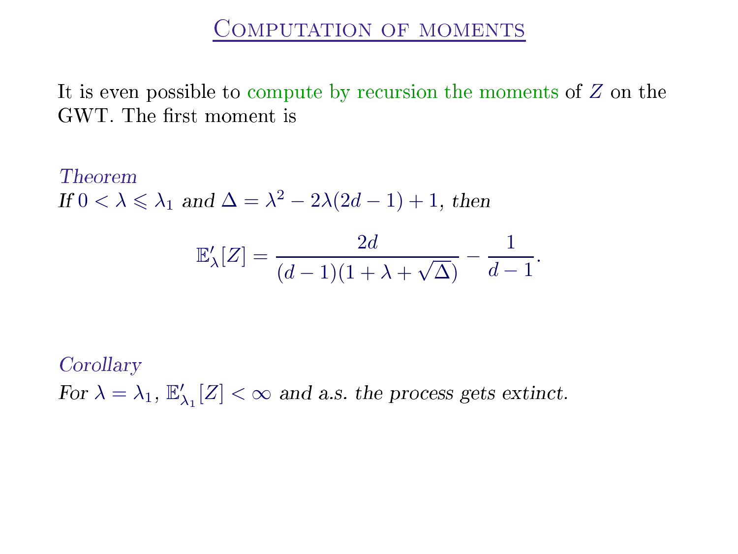# Computation of moments

It is even possible to compute by recursion the moments of $Z$ on the GWT. The first moment is

*Theorem*
*If $0 < \lambda \leqslant \lambda_1$ and $\Delta = \lambda^2 - 2\lambda(2d-1) + 1$, then*

$$\mathbb{E}'_\lambda[Z] = \frac{2d}{(d-1)(1+\lambda+\sqrt{\Delta})} - \frac{1}{d-1}.$$

*Corollary*
*For $\lambda = \lambda_1$, $\mathbb{E}'_{\lambda_1}[Z] < \infty$ and a.s. the process gets extinct.*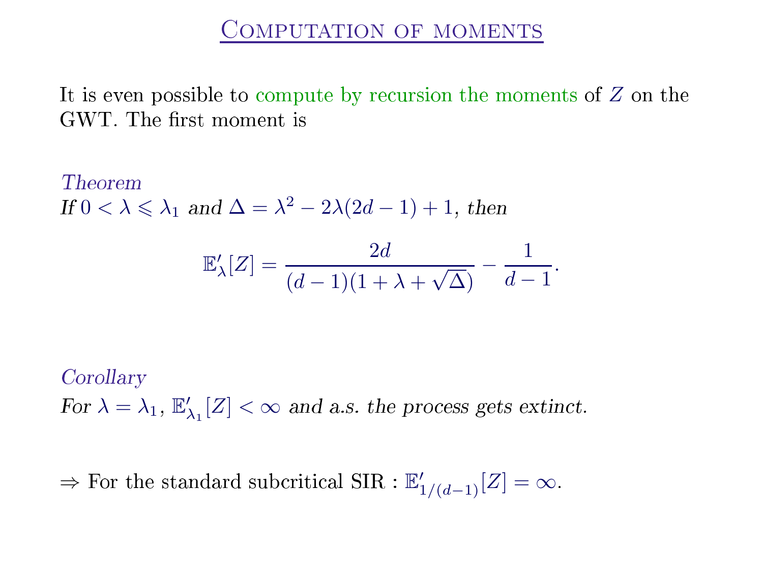# Computation of moments

It is even possible to compute by recursion the moments of $Z$ on the GWT. The first moment is

*Theorem*
*If* $0 < \lambda \leqslant \lambda_1$ *and* $\Delta = \lambda^2 - 2\lambda(2d-1) + 1$, *then*

$$\mathbb{E}'_\lambda[Z] = \frac{2d}{(d-1)(1+\lambda+\sqrt{\Delta})} - \frac{1}{d-1}.$$

*Corollary*
*For* $\lambda = \lambda_1$, $\mathbb{E}'_{\lambda_1}[Z] < \infty$ *and a.s. the process gets extinct.*

$\Rightarrow$ For the standard subcritical SIR : $\mathbb{E}'_{1/(d-1)}[Z] = \infty$.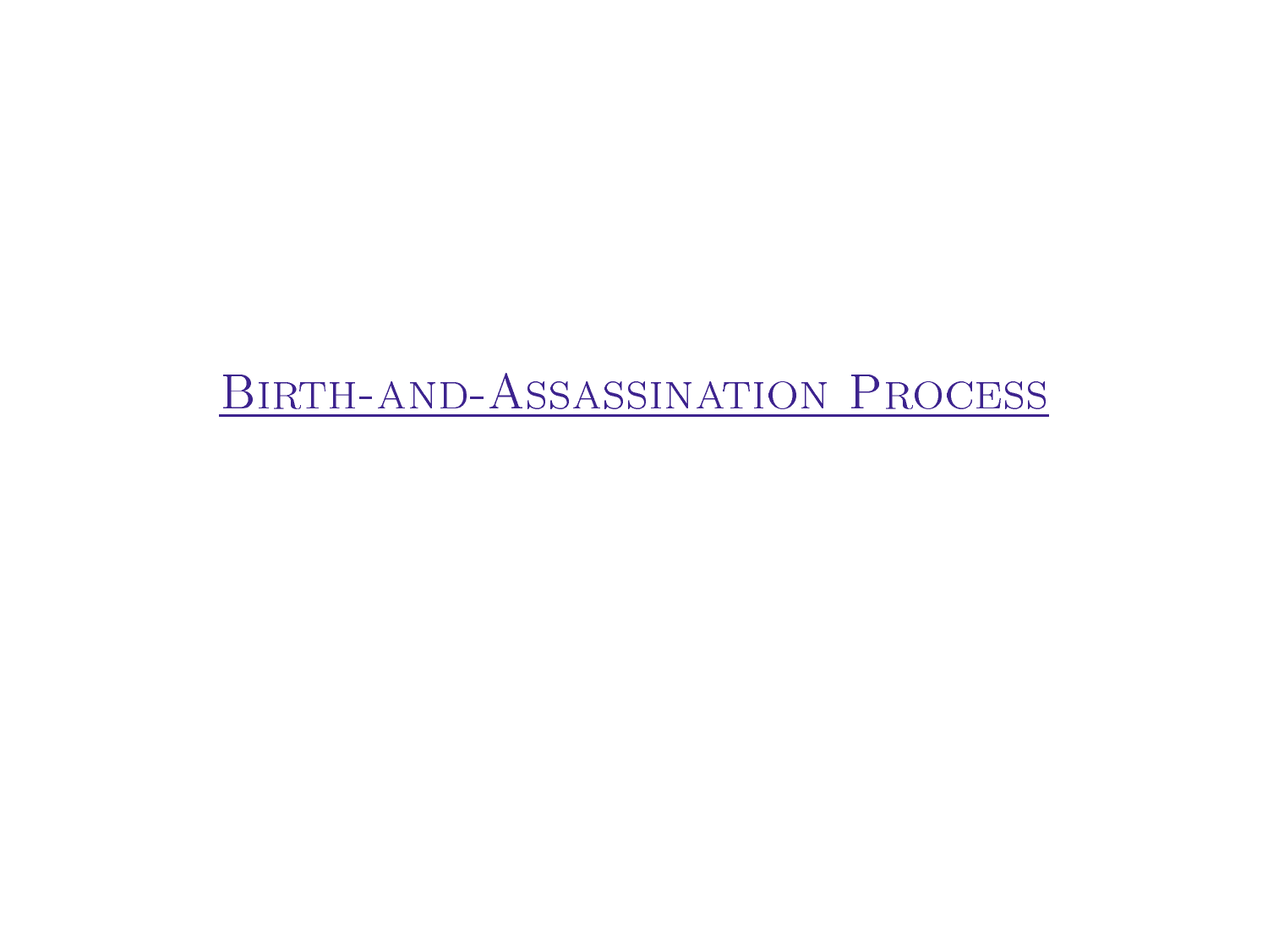# Birth-and-Assassination Process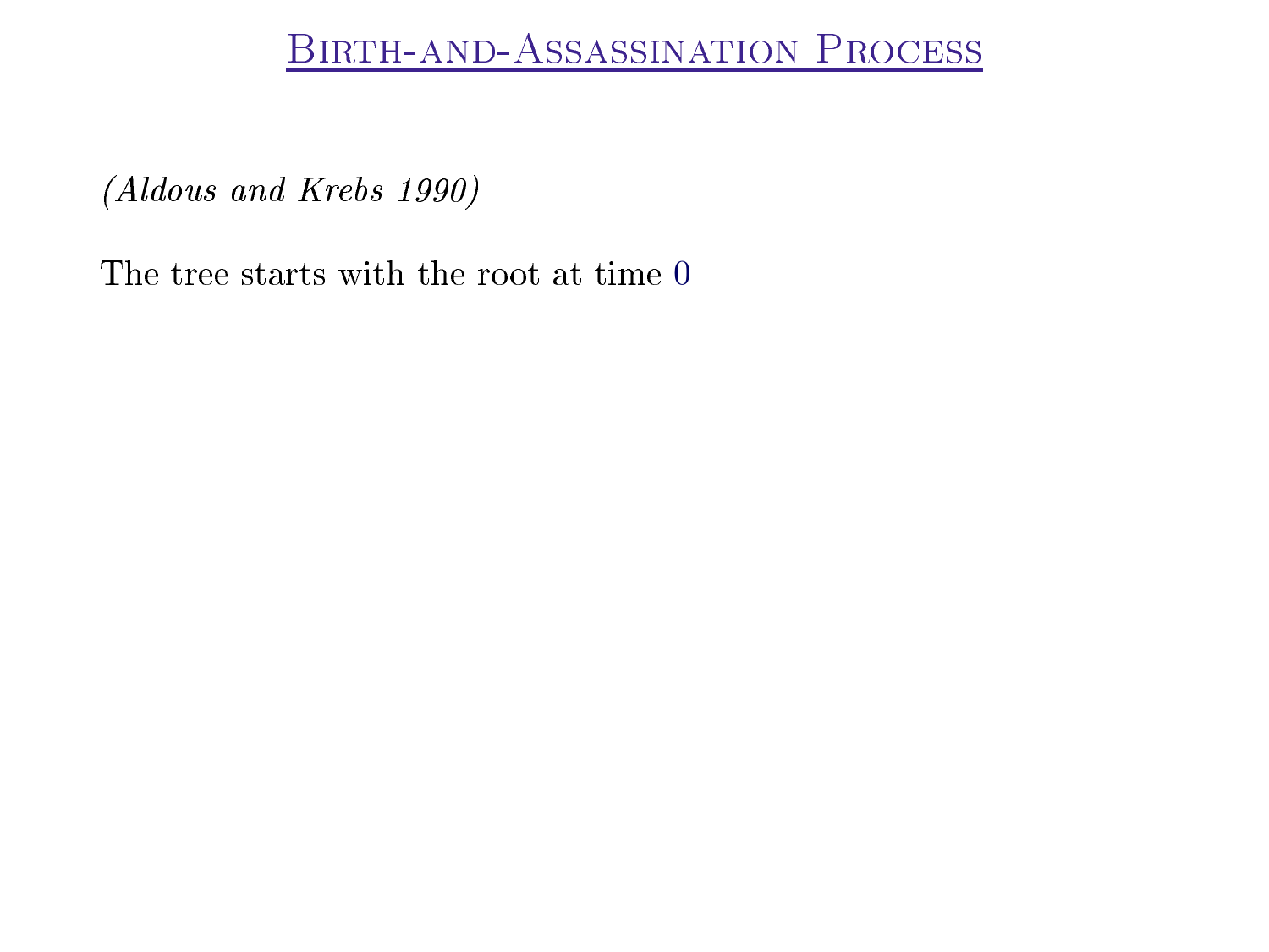# Birth-and-Assassination Process

*(Aldous and Krebs 1990)*

The tree starts with the root at time $0$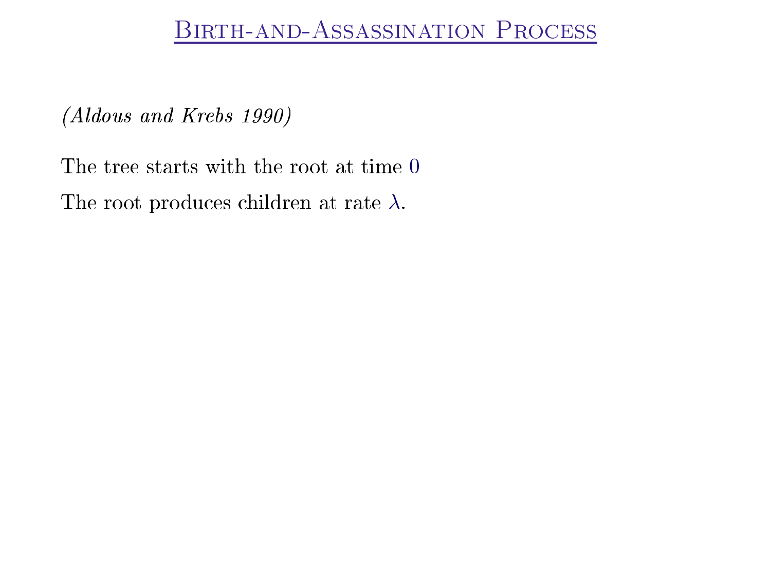# Birth-and-Assassination Process

*(Aldous and Krebs 1990)*

The tree starts with the root at time $0$

The root produces children at rate $\lambda$.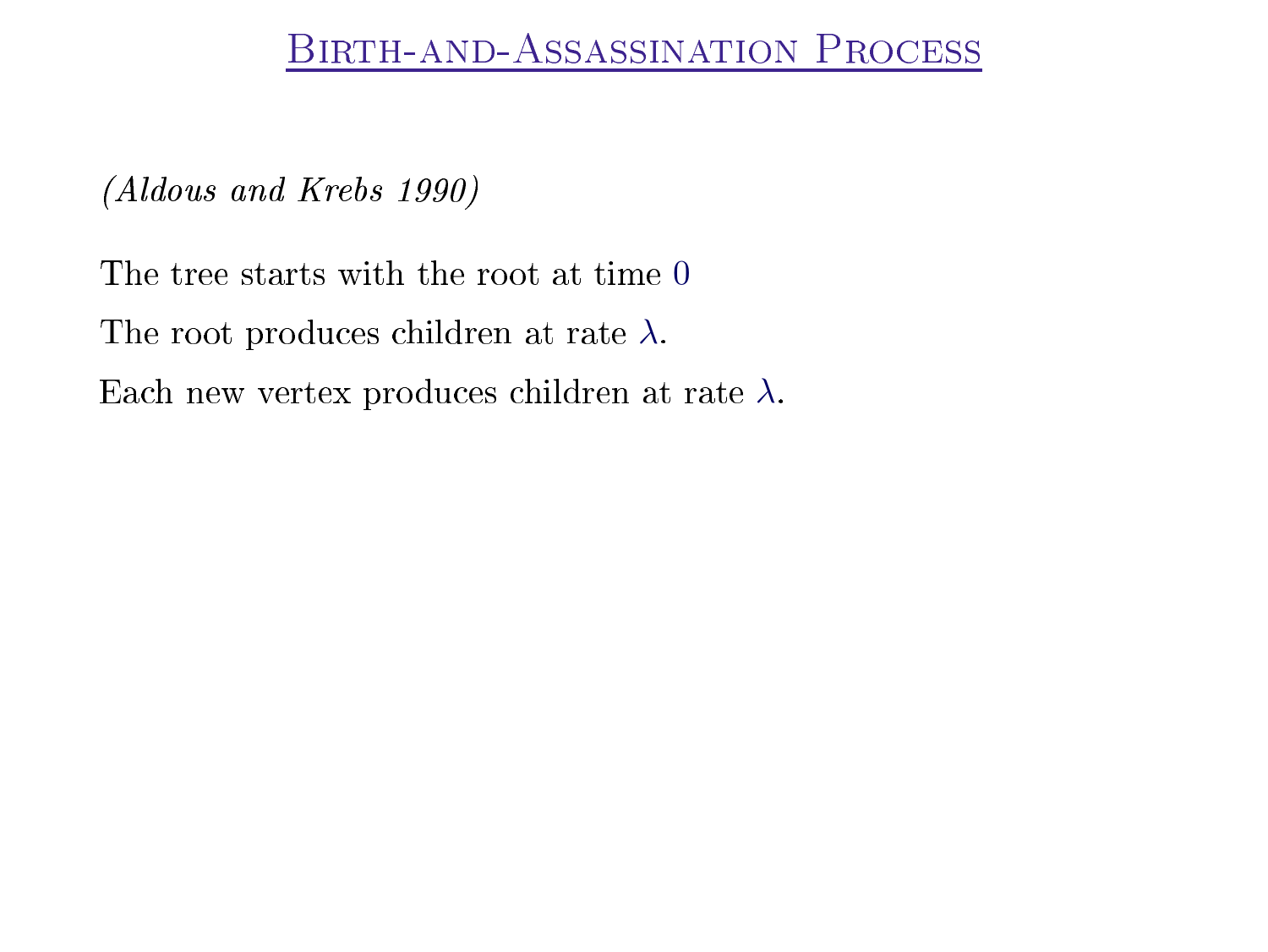# Birth-and-Assassination Process

*(Aldous and Krebs 1990)*

The tree starts with the root at time $0$

The root produces children at rate $\lambda$.

Each new vertex produces children at rate $\lambda$.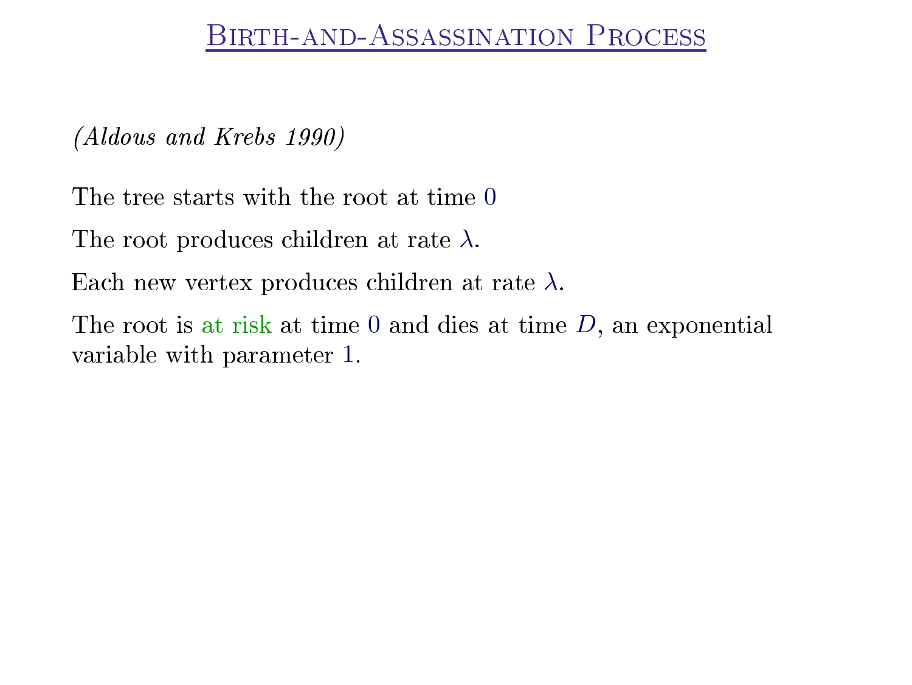# Birth-and-Assassination Process

*(Aldous and Krebs 1990)*

The tree starts with the root at time $0$

The root produces children at rate $\lambda$.

Each new vertex produces children at rate $\lambda$.

The root is at risk at time $0$ and dies at time $D$, an exponential variable with parameter $1$.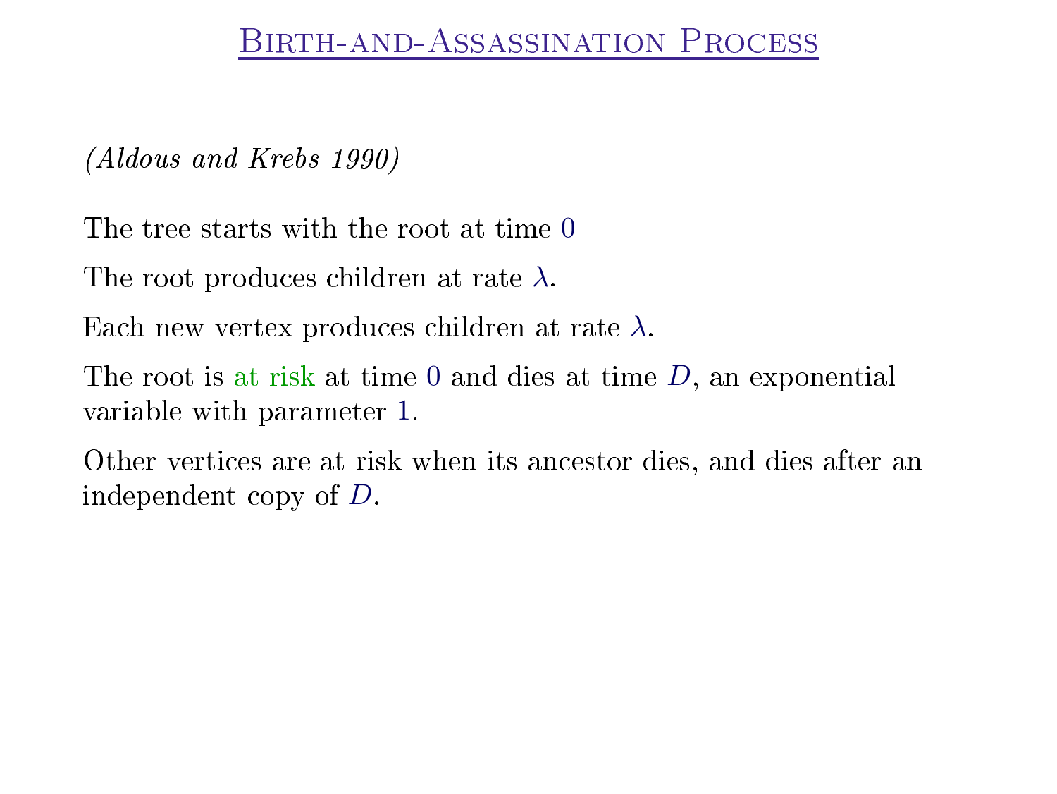# Birth-and-Assassination Process

*(Aldous and Krebs 1990)*

The tree starts with the root at time $0$

The root produces children at rate $\lambda$.

Each new vertex produces children at rate $\lambda$.

The root is at risk at time $0$ and dies at time $D$, an exponential variable with parameter $1$.

Other vertices are at risk when its ancestor dies, and dies after an independent copy of $D$.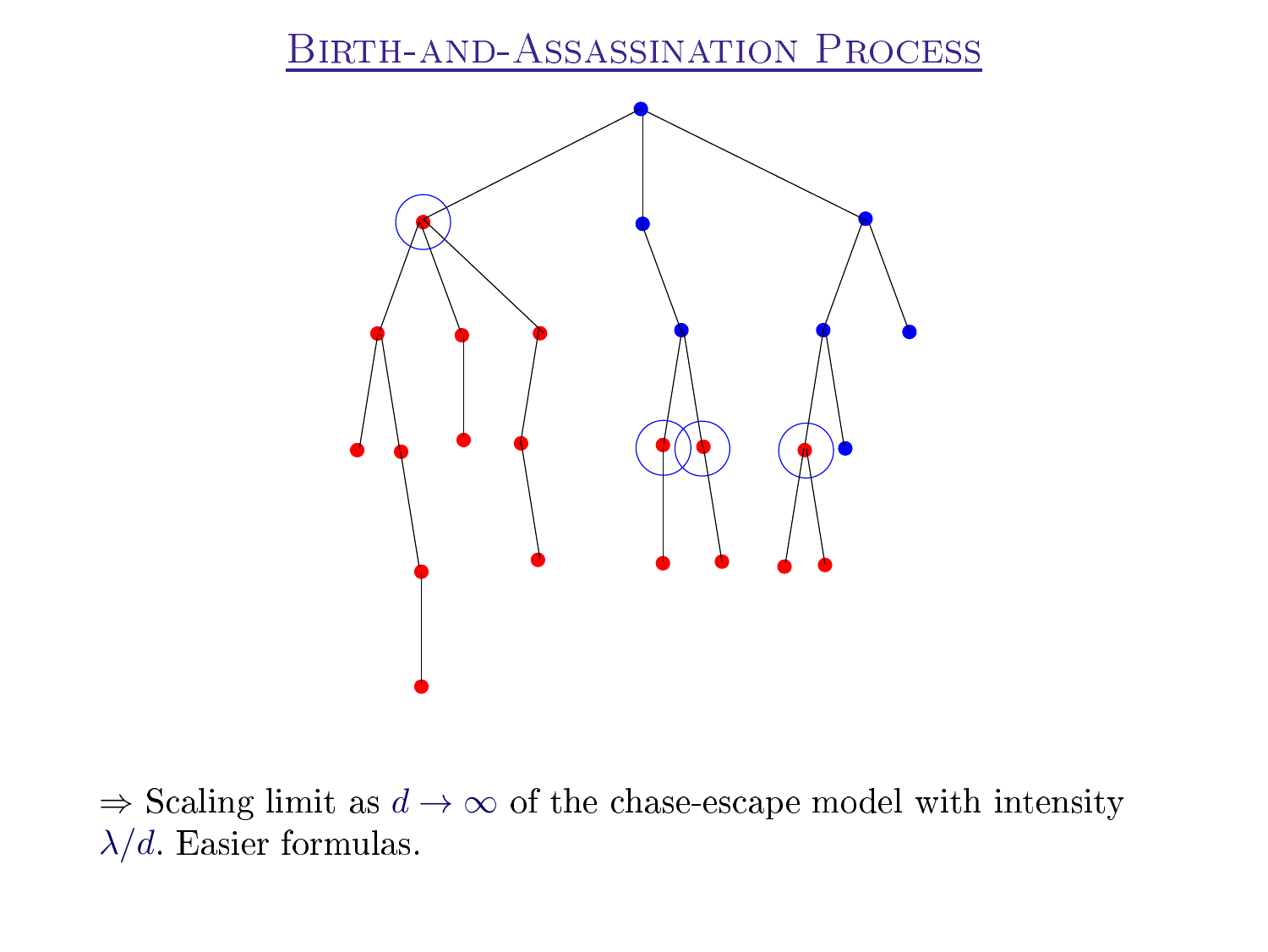# Birth-and-Assassination Process

$\Rightarrow$ Scaling limit as $d \to \infty$ of the chase-escape model with intensity $\lambda/d$. Easier formulas.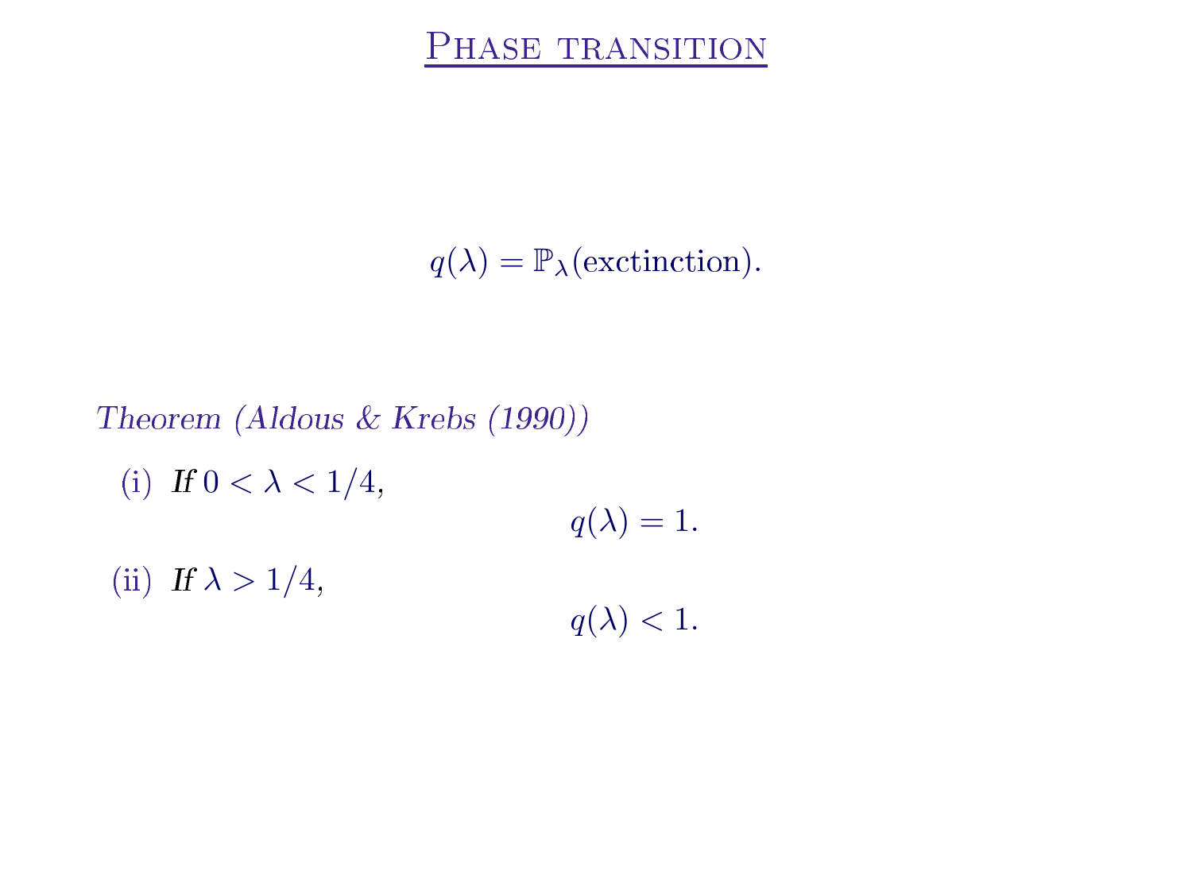# Phase transition

$$q(\lambda) = \mathbb{P}_\lambda(\text{exctinction}).$$

*Theorem (Aldous & Krebs (1990))*

(i) *If* $0 < \lambda < 1/4$,

$$q(\lambda) = 1.$$

(ii) *If* $\lambda > 1/4$,

$$q(\lambda) < 1.$$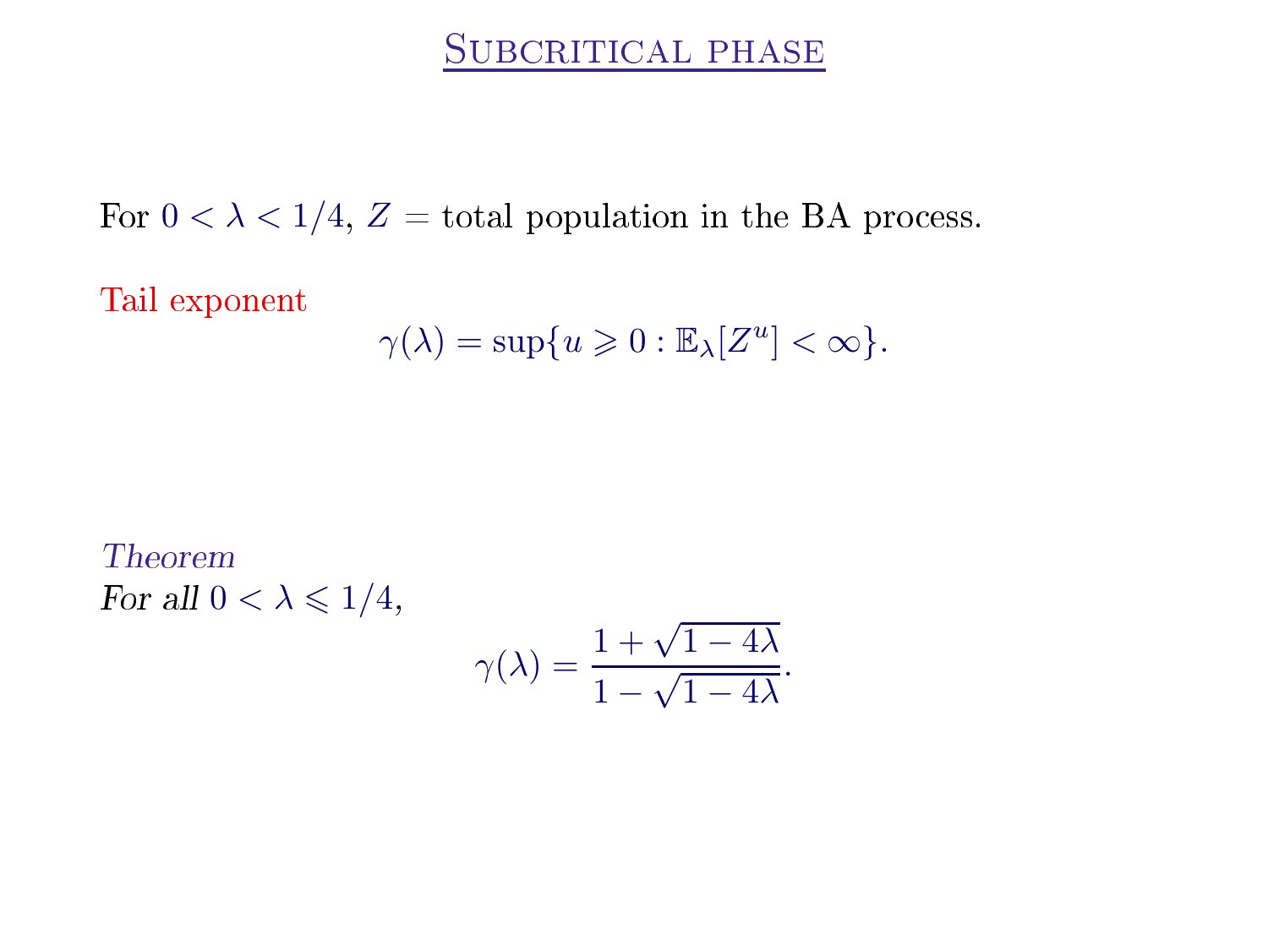# Subcritical phase

For $0 < \lambda < 1/4$, $Z$ = total population in the BA process.

Tail exponent

$$\gamma(\lambda) = \sup\{u \geqslant 0 : \mathbb{E}_\lambda[Z^u] < \infty\}.$$

*Theorem*

*For all* $0 < \lambda \leqslant 1/4$,

$$\gamma(\lambda) = \frac{1 + \sqrt{1 - 4\lambda}}{1 - \sqrt{1 - 4\lambda}}.$$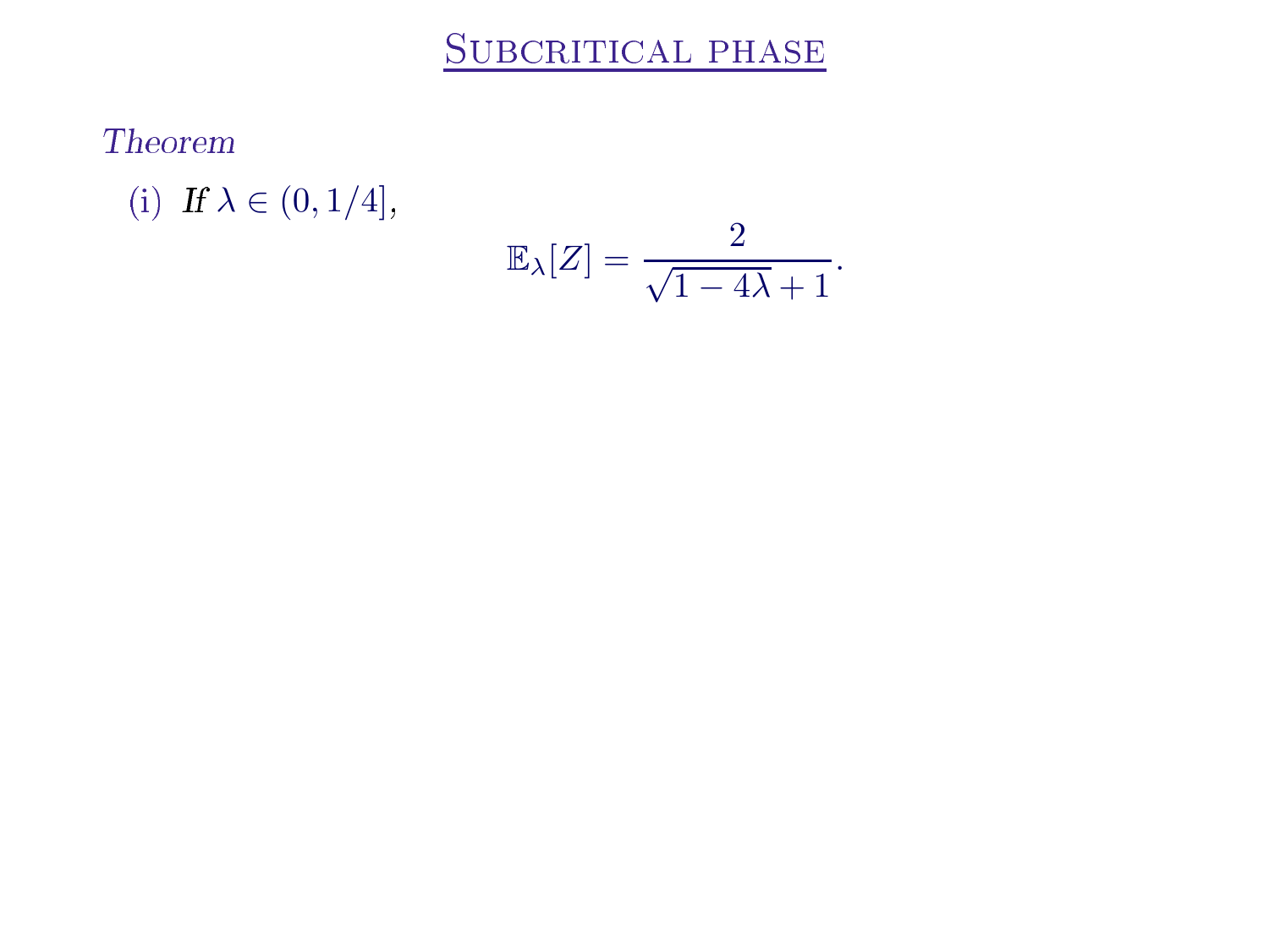# Subcritical phase

*Theorem*

(i) *If* $\lambda \in (0, 1/4]$,

$$\mathbb{E}_\lambda[Z] = \frac{2}{\sqrt{1-4\lambda}+1}.$$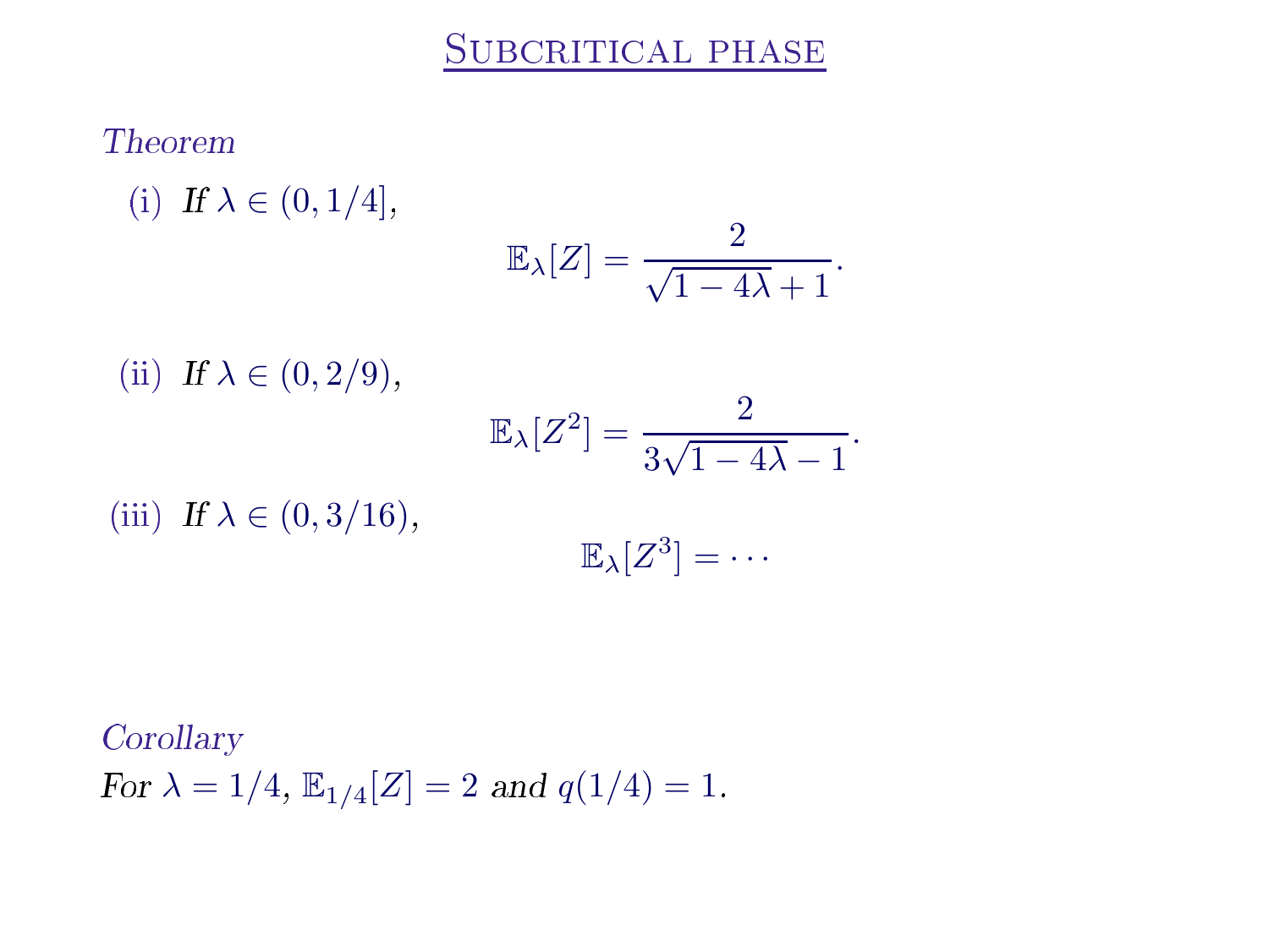# Subcritical phase

*Theorem*

(i) *If* $\lambda \in (0, 1/4]$,

$$\mathbb{E}_\lambda[Z] = \frac{2}{\sqrt{1-4\lambda}+1}.$$

(ii) *If* $\lambda \in (0, 2/9)$,

$$\mathbb{E}_\lambda[Z^2] = \frac{2}{3\sqrt{1-4\lambda}-1}.$$

(iii) *If* $\lambda \in (0, 3/16)$,

$$\mathbb{E}_\lambda[Z^3] = \cdots$$

*Corollary*

*For* $\lambda = 1/4$, $\mathbb{E}_{1/4}[Z] = 2$ *and* $q(1/4) = 1$.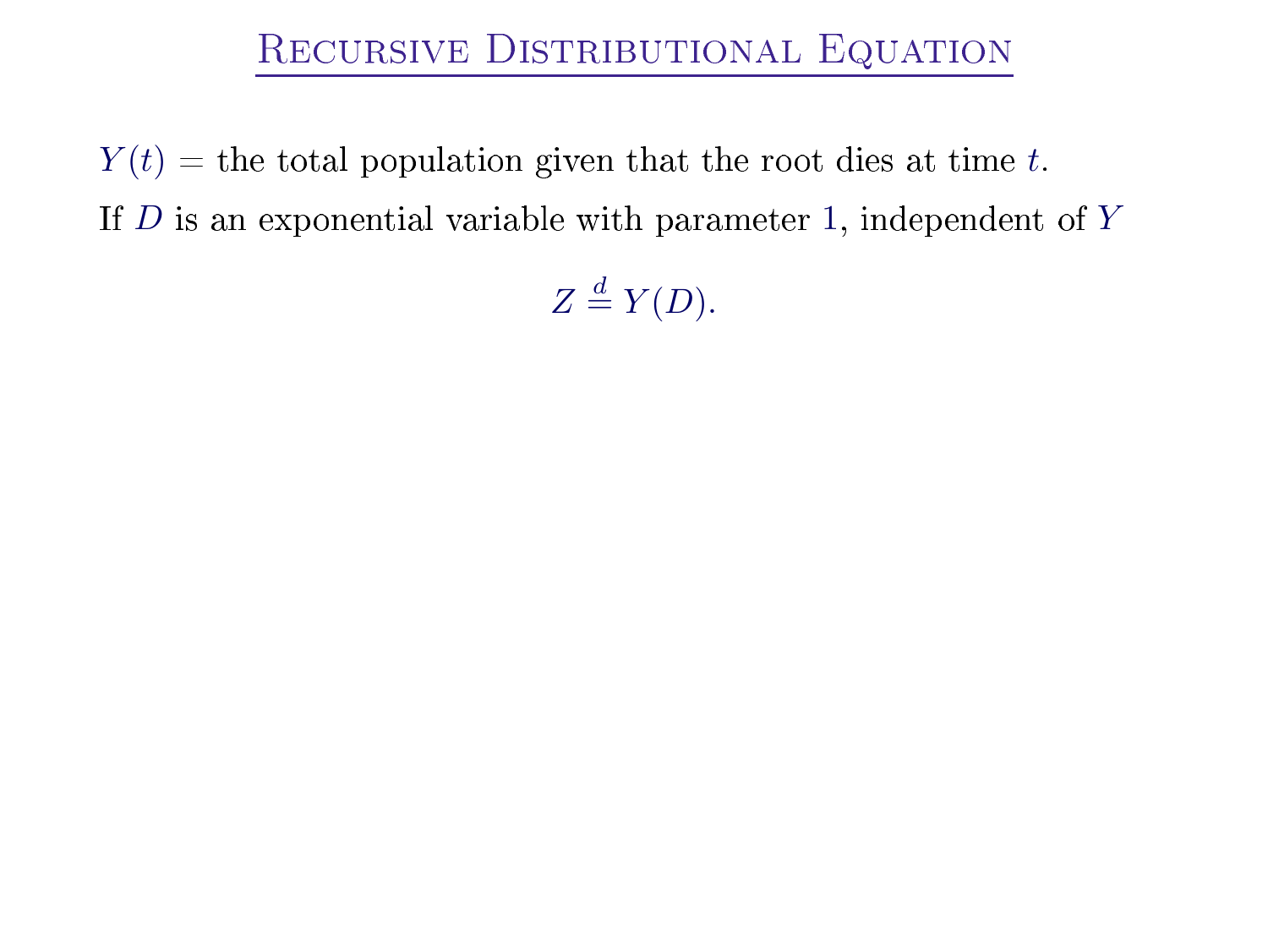# Recursive Distributional Equation

$Y(t)$ = the total population given that the root dies at time $t$.

If $D$ is an exponential variable with parameter $1$, independent of $Y$

$$Z \stackrel{d}{=} Y(D).$$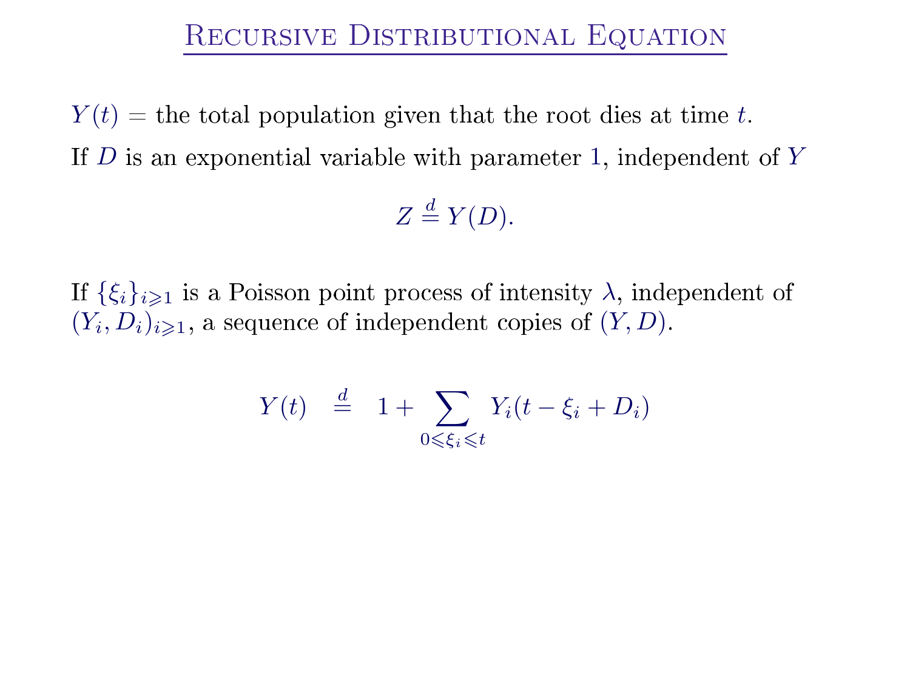# Recursive Distributional Equation

$Y(t)$ = the total population given that the root dies at time $t$.

If $D$ is an exponential variable with parameter $1$, independent of $Y$

$$Z \stackrel{d}{=} Y(D).$$

If $\{\xi_i\}_{i \geqslant 1}$ is a Poisson point process of intensity $\lambda$, independent of $(Y_i, D_i)_{i \geqslant 1}$, a sequence of independent copies of $(Y, D)$.

$$Y(t) \quad \stackrel{d}{=} \quad 1 + \sum_{0 \leqslant \xi_i \leqslant t} Y_i(t - \xi_i + D_i)$$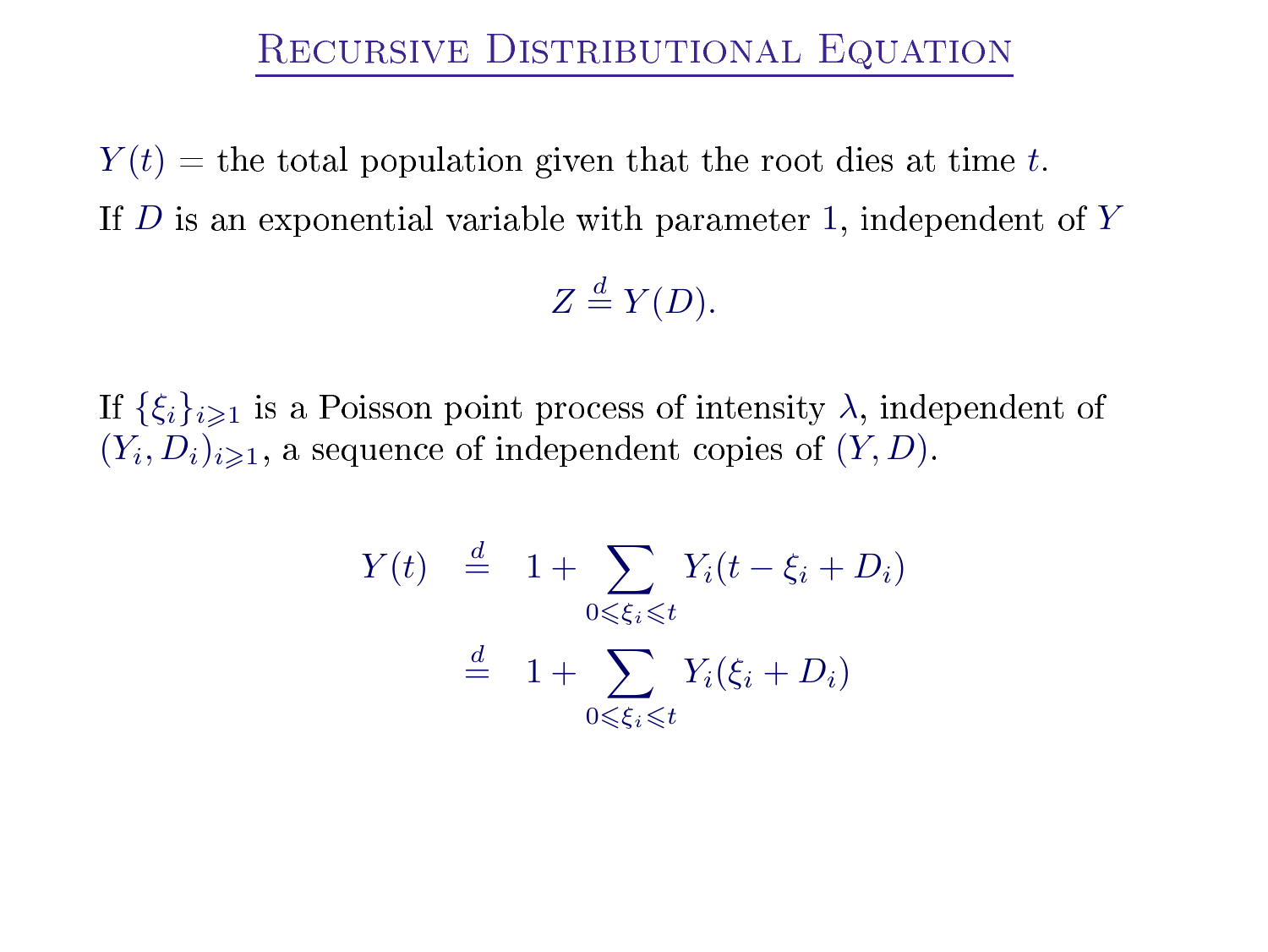# Recursive Distributional Equation

$Y(t)$ = the total population given that the root dies at time $t$.

If $D$ is an exponential variable with parameter 1, independent of $Y$

$$Z \overset{d}{=} Y(D).$$

If $\{\xi_i\}_{i \geqslant 1}$ is a Poisson point process of intensity $\lambda$, independent of $(Y_i, D_i)_{i \geqslant 1}$, a sequence of independent copies of $(Y, D)$.

$$
\begin{aligned}
Y(t) &\overset{d}{=} 1 + \sum_{0 \leqslant \xi_i \leqslant t} Y_i(t - \xi_i + D_i) \\
&\overset{d}{=} 1 + \sum_{0 \leqslant \xi_i \leqslant t} Y_i(\xi_i + D_i)
\end{aligned}
$$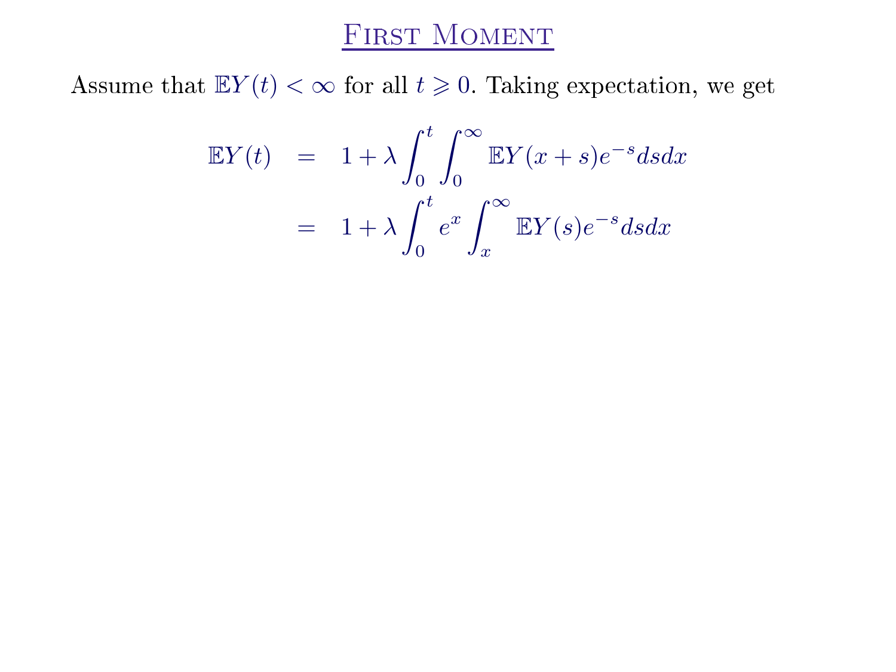# First Moment

Assume that $\mathbb{E}Y(t) < \infty$ for all $t \geqslant 0$. Taking expectation, we get

$$
\begin{aligned}
\mathbb{E}Y(t) &= 1 + \lambda \int_0^t \int_0^\infty \mathbb{E}Y(x+s)e^{-s} ds dx \\
&= 1 + \lambda \int_0^t e^x \int_x^\infty \mathbb{E}Y(s)e^{-s} ds dx
\end{aligned}
$$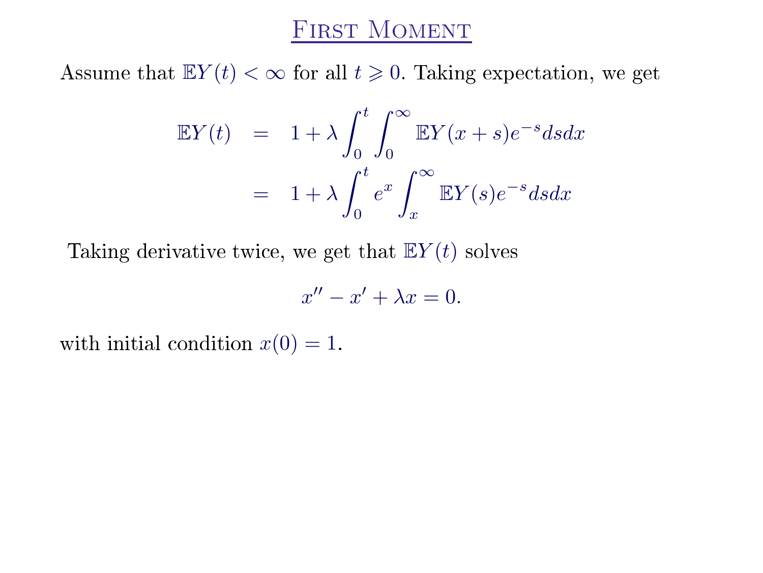# First Moment

Assume that $\mathbb{E}Y(t) < \infty$ for all $t \geqslant 0$. Taking expectation, we get

$$
\begin{aligned}
\mathbb{E}Y(t) &= 1 + \lambda \int_0^t \int_0^\infty \mathbb{E}Y(x+s) e^{-s} ds dx \\
&= 1 + \lambda \int_0^t e^x \int_x^\infty \mathbb{E}Y(s) e^{-s} ds dx
\end{aligned}
$$

Taking derivative twice, we get that $\mathbb{E}Y(t)$ solves

$$
x'' - x' + \lambda x = 0.
$$

with initial condition $x(0) = 1$.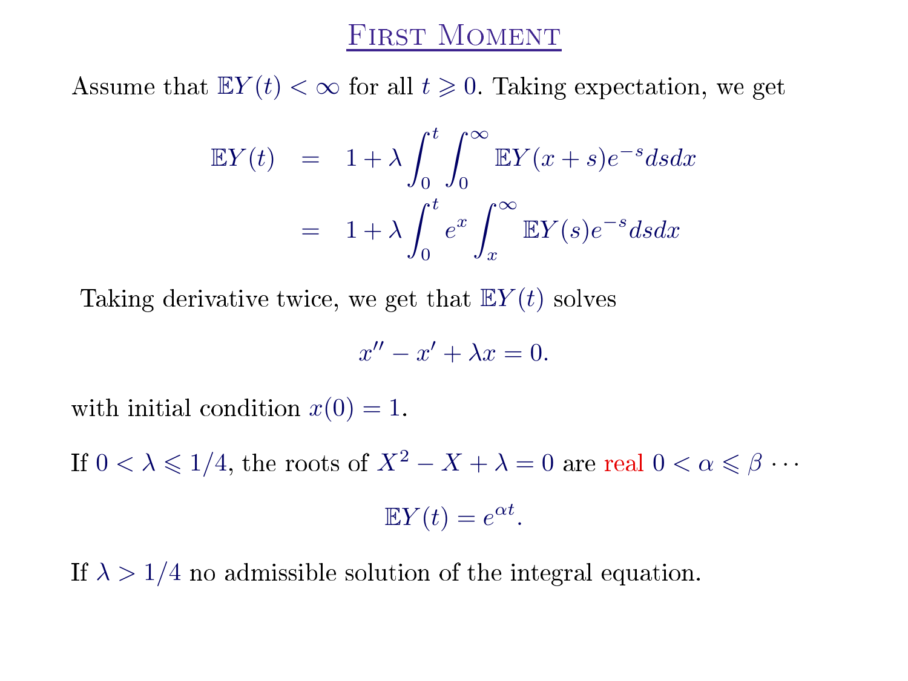# First Moment

Assume that $\mathbb{E}Y(t) < \infty$ for all $t \geqslant 0$. Taking expectation, we get

$$
\begin{aligned}
\mathbb{E}Y(t) &= 1 + \lambda \int_0^t \int_0^\infty \mathbb{E}Y(x+s)e^{-s}ds dx \\
&= 1 + \lambda \int_0^t e^x \int_x^\infty \mathbb{E}Y(s)e^{-s}ds dx
\end{aligned}
$$

Taking derivative twice, we get that $\mathbb{E}Y(t)$ solves

$$
x'' - x' + \lambda x = 0.
$$

with initial condition $x(0) = 1$.

If $0 < \lambda \leqslant 1/4$, the roots of $X^2 - X + \lambda = 0$ are real $0 < \alpha \leqslant \beta \cdots$

$$
\mathbb{E}Y(t) = e^{\alpha t}.
$$

If $\lambda > 1/4$ no admissible solution of the integral equation.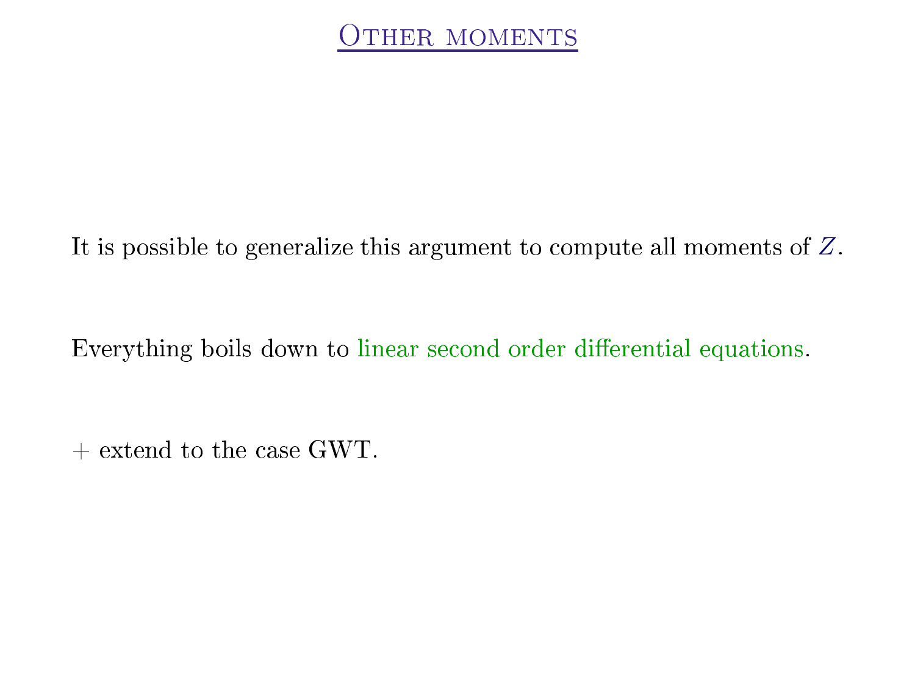# Other moments

It is possible to generalize this argument to compute all moments of $Z$.

Everything boils down to linear second order differential equations.

+ extend to the case GWT.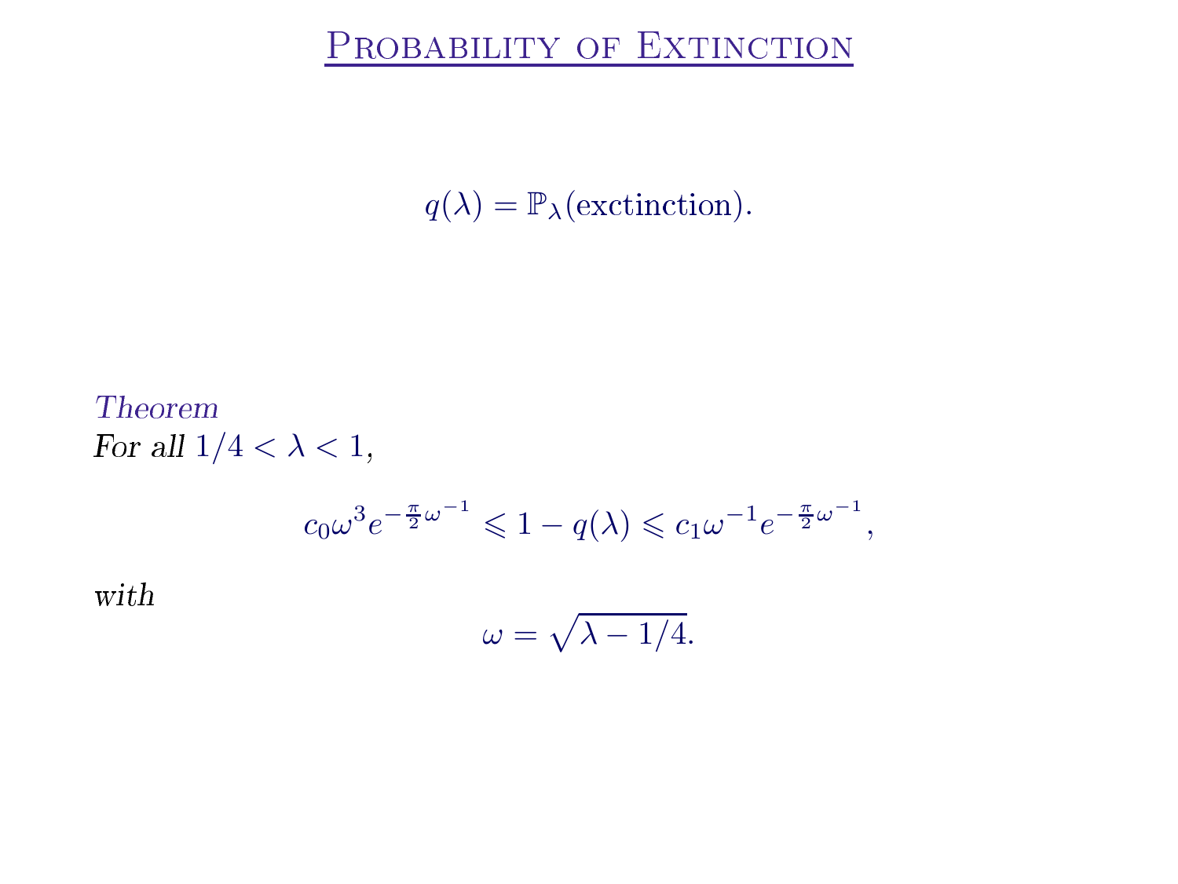# Probability of Extinction

$$q(\lambda) = \mathbb{P}_\lambda(\text{exctinction}).$$

*Theorem*
*For all* $1/4 < \lambda < 1$,

$$c_0 \omega^3 e^{-\frac{\pi}{2}\omega^{-1}} \leqslant 1 - q(\lambda) \leqslant c_1 \omega^{-1} e^{-\frac{\pi}{2}\omega^{-1}},$$

*with*

$$\omega = \sqrt{\lambda - 1/4}.$$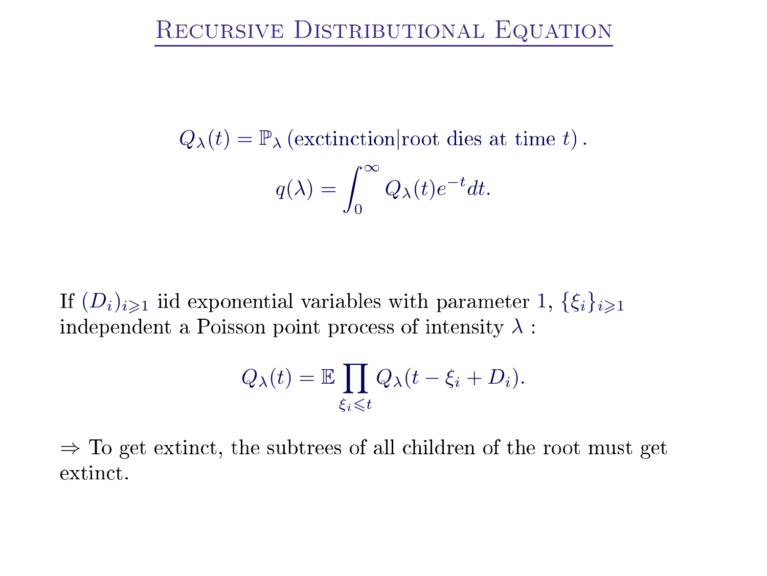# Recursive Distributional Equation

$$Q_\lambda(t) = \mathbb{P}_\lambda\left(\text{exctinction}|\text{root dies at time } t\right).$$

$$q(\lambda) = \int_0^\infty Q_\lambda(t) e^{-t} dt.$$

If $(D_i)_{i \geqslant 1}$ iid exponential variables with parameter $1$, $\{\xi_i\}_{i \geqslant 1}$ independent a Poisson point process of intensity $\lambda$ :

$$Q_\lambda(t) = \mathbb{E} \prod_{\xi_i \leqslant t} Q_\lambda(t - \xi_i + D_i).$$

$\Rightarrow$ To get extinct, the subtrees of all children of the root must get extinct.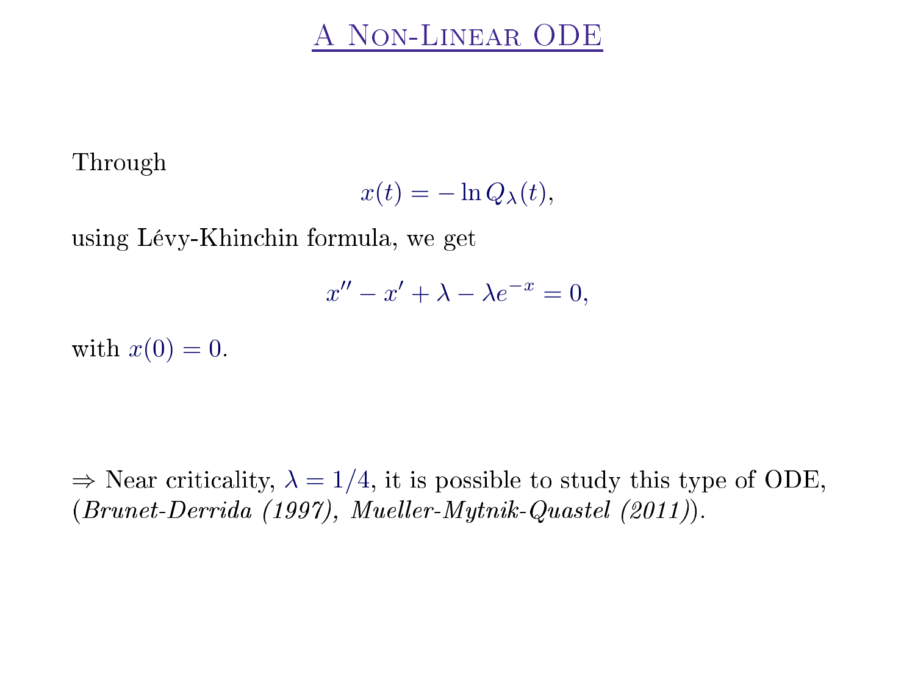# A Non-Linear ODE

Through

$$x(t) = -\ln Q_\lambda(t),$$

using Lévy-Khinchin formula, we get

$$x'' - x' + \lambda - \lambda e^{-x} = 0,$$

with $x(0) = 0$.

$\Rightarrow$ Near criticality, $\lambda = 1/4$, it is possible to study this type of ODE, (*Brunet-Derrida (1997), Mueller-Mytnik-Quastel (2011)*).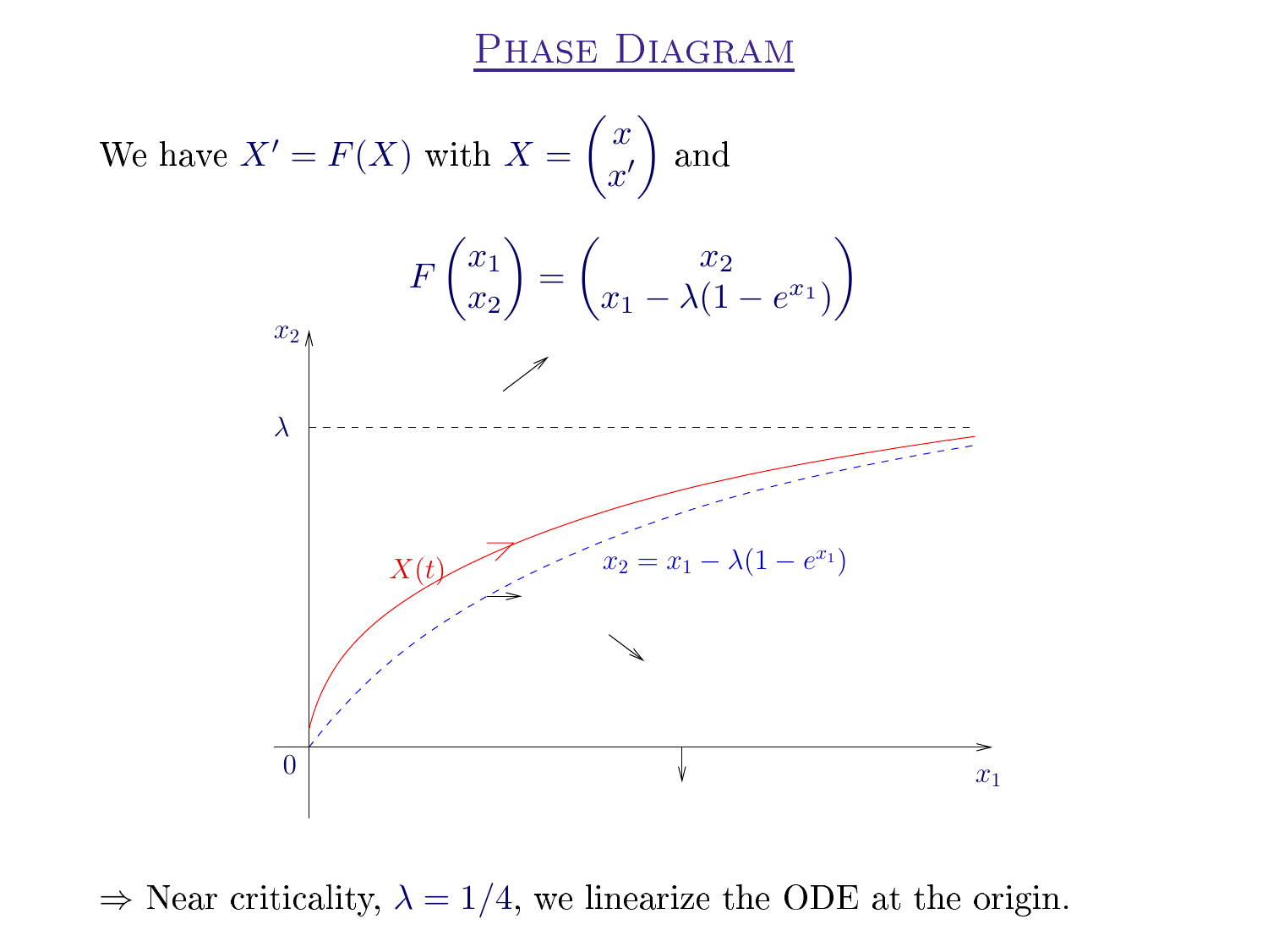# Phase Diagram

We have $X' = F(X)$ with $X = \begin{pmatrix} x \\ x' \end{pmatrix}$ and

$$F\begin{pmatrix} x_1 \\ x_2 \end{pmatrix} = \begin{pmatrix} x_2 \\ x_1 - \lambda(1 - e^{x_1}) \end{pmatrix}$$

$\Rightarrow$ Near criticality, $\lambda = 1/4$, we linearize the ODE at the origin.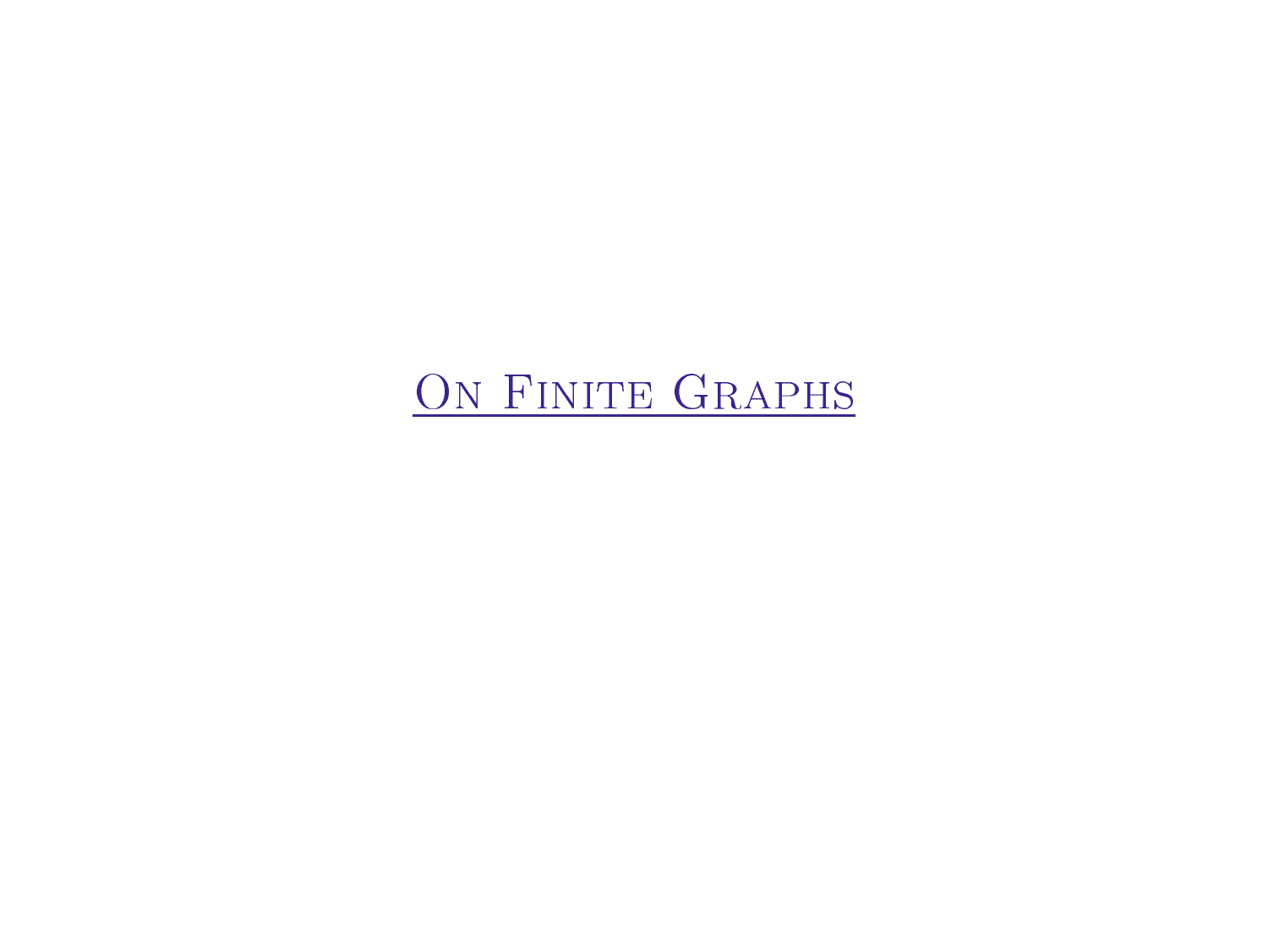# On Finite Graphs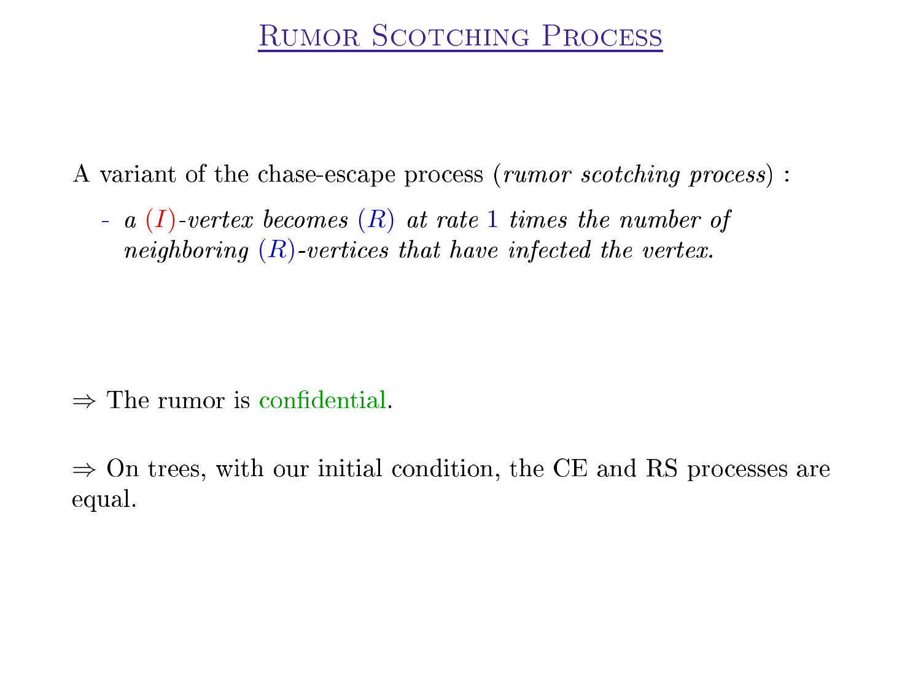# Rumor Scotching Process

A variant of the chase-escape process (*rumor scotching process*) :

- *a* $(I)$*-vertex becomes* $(R)$ *at rate* $1$ *times the number of neighboring* $(R)$*-vertices that have infected the vertex.*

$\Rightarrow$ The rumor is confidential.

$\Rightarrow$ On trees, with our initial condition, the CE and RS processes are equal.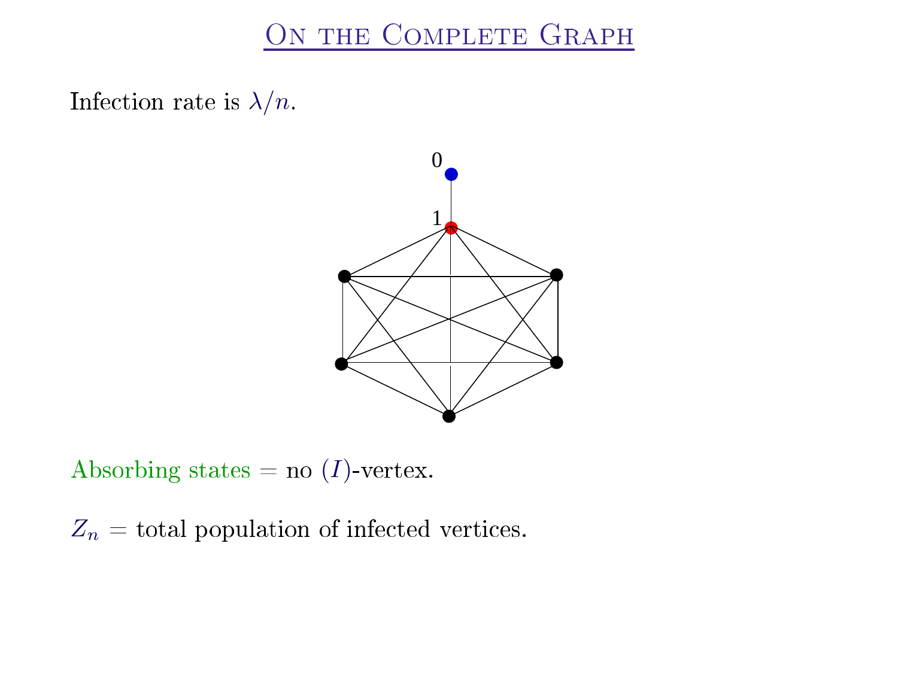# On the Complete Graph

Infection rate is $\lambda/n$.

Absorbing states = no $(I)$-vertex.

$Z_n$ = total population of infected vertices.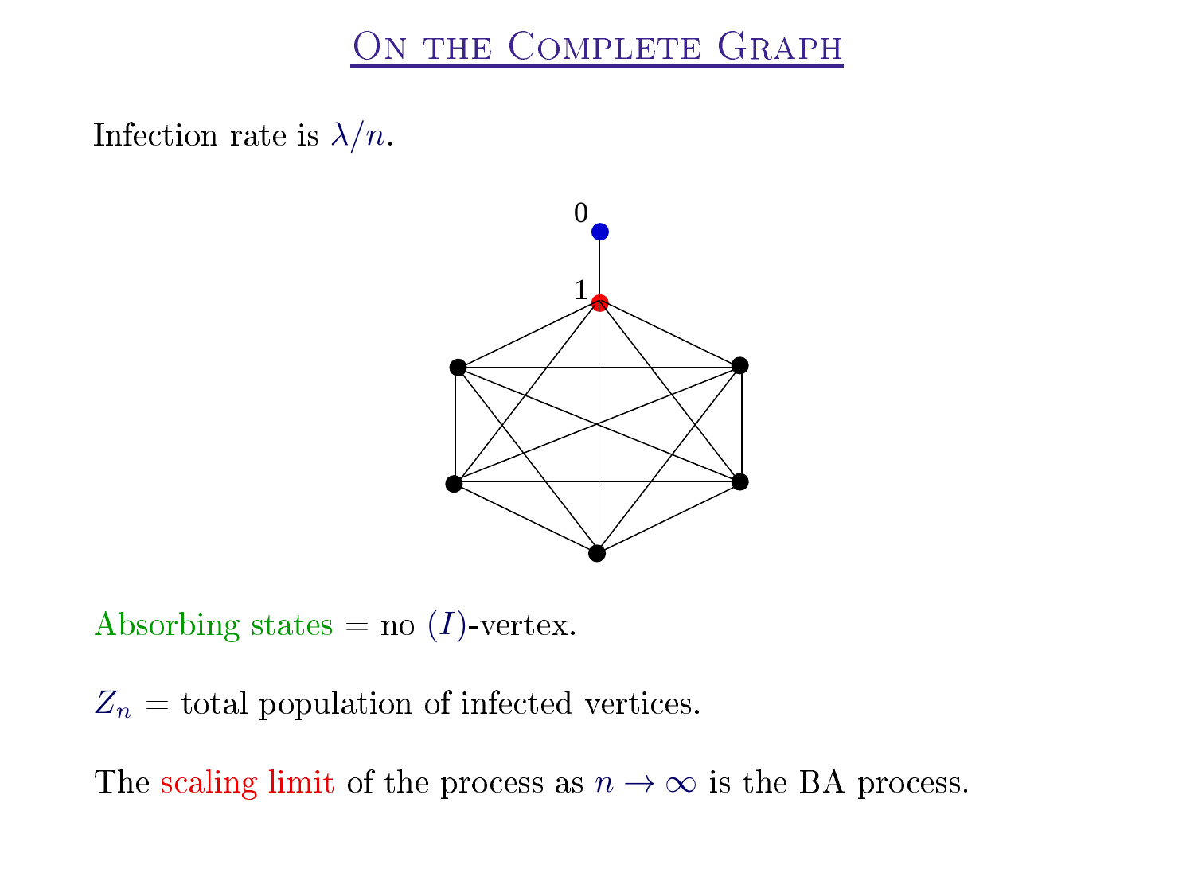# On the Complete Graph

Infection rate is $\lambda/n$.

Absorbing states = no $(I)$-vertex.

$Z_n$ = total population of infected vertices.

The scaling limit of the process as $n \to \infty$ is the BA process.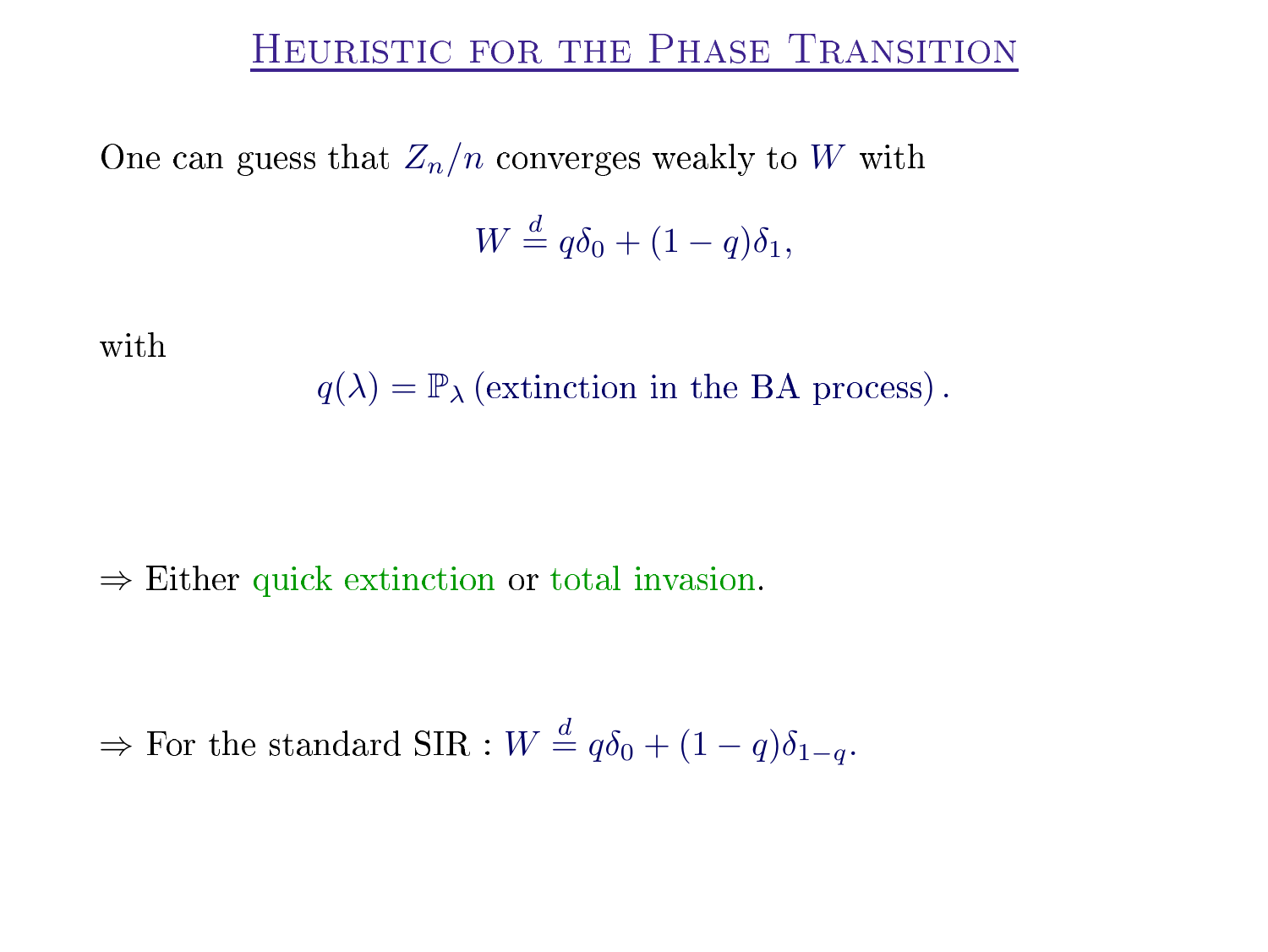# Heuristic for the Phase Transition

One can guess that $Z_n/n$ converges weakly to $W$ with

$$W \stackrel{d}{=} q\delta_0 + (1-q)\delta_1,$$

with

$$q(\lambda) = \mathbb{P}_\lambda\left(\text{extinction in the BA process}\right).$$

$\Rightarrow$ Either quick extinction or total invasion.

$\Rightarrow$ For the standard SIR : $W \stackrel{d}{=} q\delta_0 + (1-q)\delta_{1-q}$.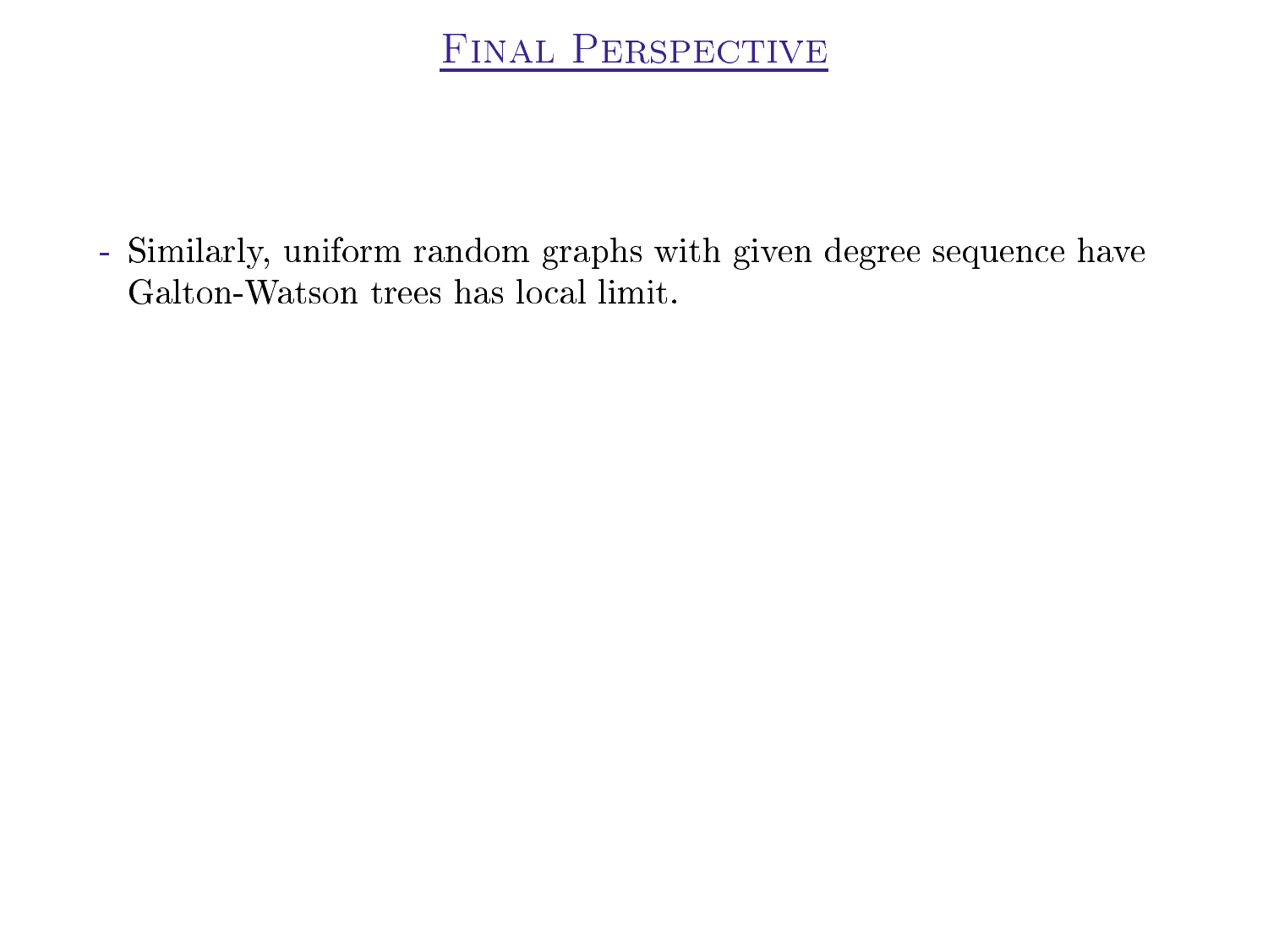# Final Perspective

- Similarly, uniform random graphs with given degree sequence have Galton-Watson trees has local limit.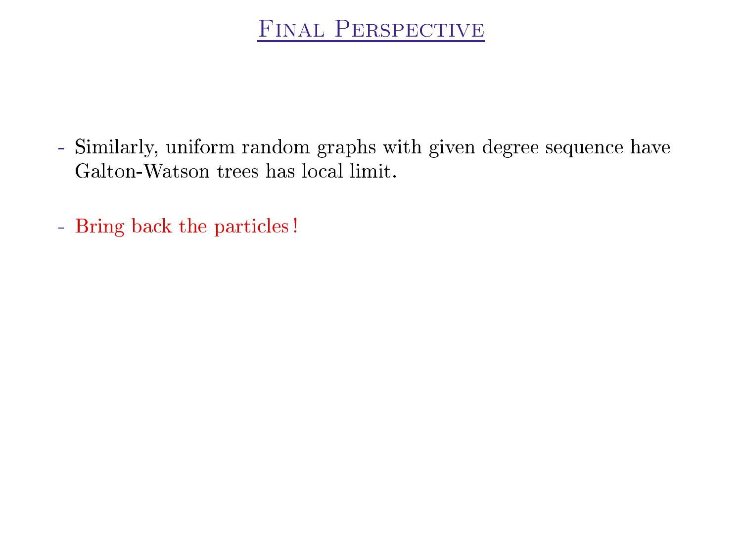# Final Perspective

- Similarly, uniform random graphs with given degree sequence have Galton-Watson trees has local limit.

- Bring back the particles !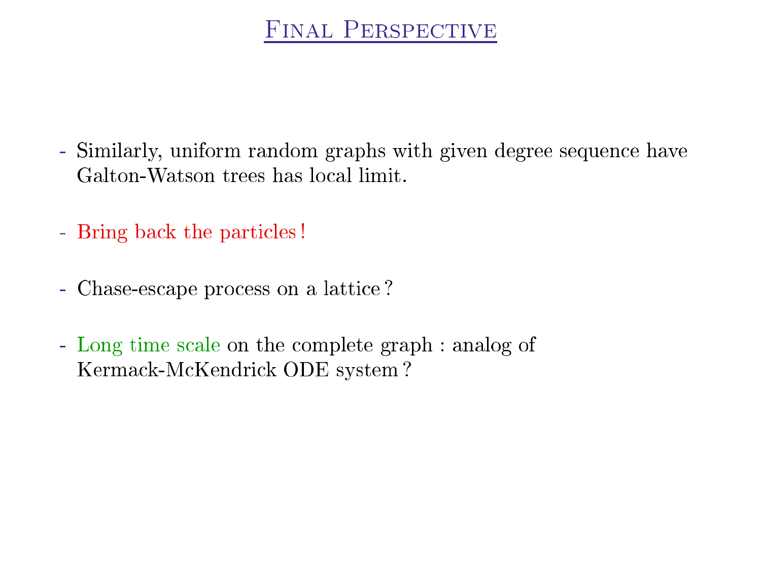# Final Perspective

- Similarly, uniform random graphs with given degree sequence have Galton-Watson trees has local limit.
- Bring back the particles !
- Chase-escape process on a lattice ?
- Long time scale on the complete graph : analog of Kermack-McKendrick ODE system ?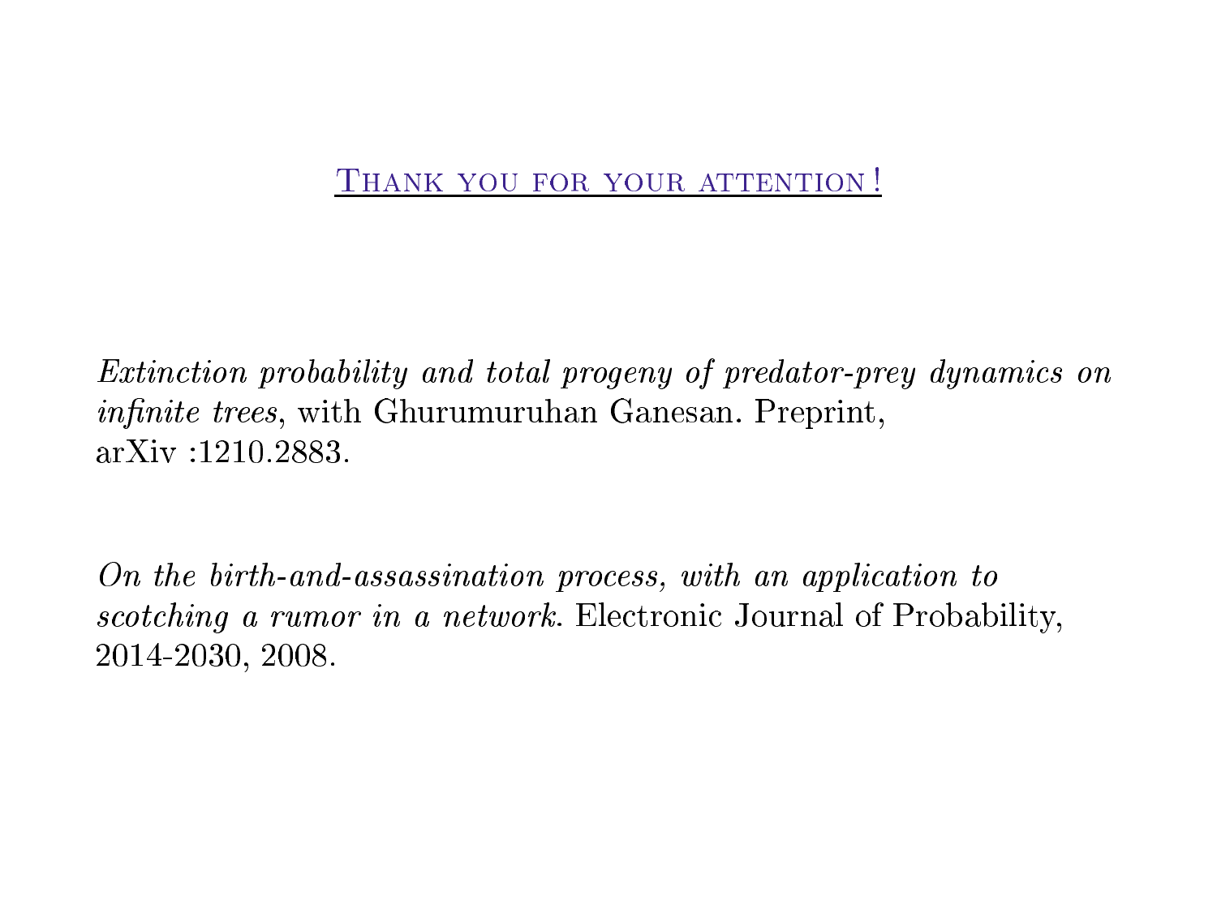## Thank you for your attention !

*Extinction probability and total progeny of predator-prey dynamics on infinite trees*, with Ghurumuruhan Ganesan. Preprint, arXiv :1210.2883.

*On the birth-and-assassination process, with an application to scotching a rumor in a network*. Electronic Journal of Probability, 2014-2030, 2008.